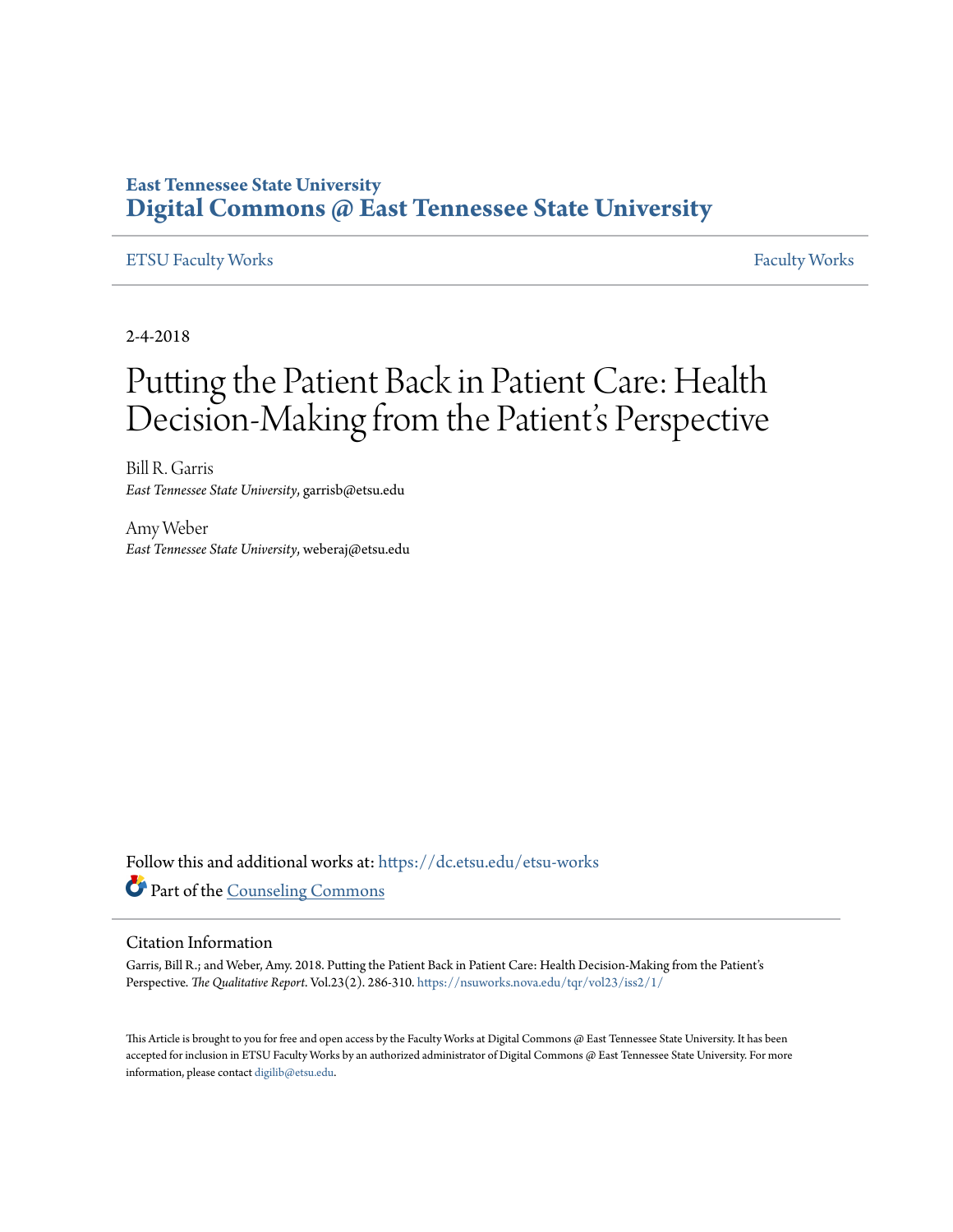East Tennessee State University

# Digital Commons @ East Tennessee State University

ETSU Faculty Works | Faculty Works

2-4-2018

# Putting the Patient Back in Patient Care: Health Decision-Making from the Patient's Perspective

Bill R. Garris
*East Tennessee State University*, garrisb@etsu.edu

Amy Weber
*East Tennessee State University*, weberaj@etsu.edu

Follow this and additional works at: https://dc.etsu.edu/etsu-works

Part of the Counseling Commons

## Citation Information

Garris, Bill R.; and Weber, Amy. 2018. Putting the Patient Back in Patient Care: Health Decision-Making from the Patient's Perspective. *The Qualitative Report*. Vol.23(2). 286-310. https://nsuworks.nova.edu/tqr/vol23/iss2/1/

This Article is brought to you for free and open access by the Faculty Works at Digital Commons @ East Tennessee State University. It has been accepted for inclusion in ETSU Faculty Works by an authorized administrator of Digital Commons @ East Tennessee State University. For more information, please contact digilib@etsu.edu.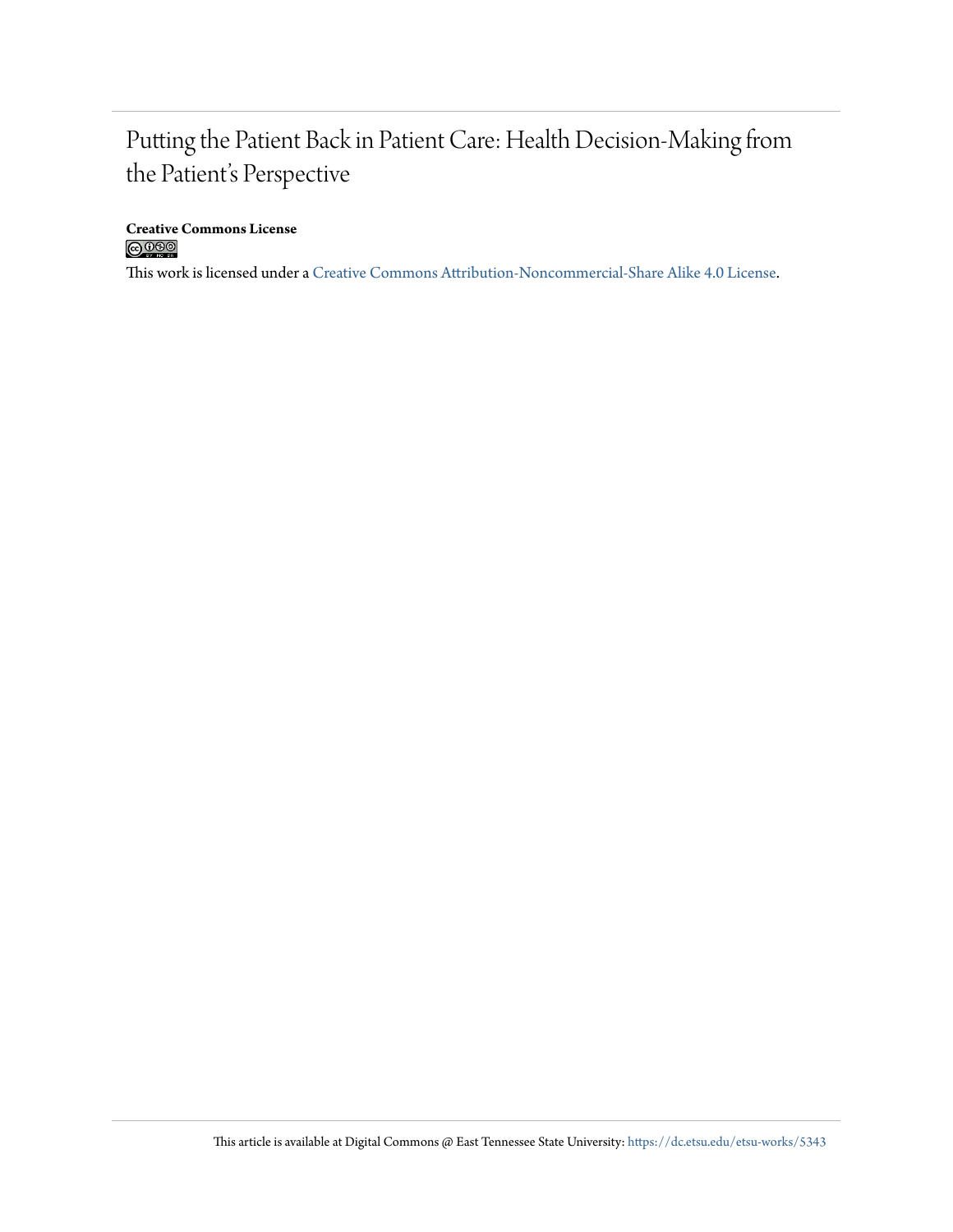# Putting the Patient Back in Patient Care: Health Decision-Making from the Patient's Perspective

**Creative Commons License**

This work is licensed under a Creative Commons Attribution-Noncommercial-Share Alike 4.0 License.

This article is available at Digital Commons @ East Tennessee State University: https://dc.etsu.edu/etsu-works/5343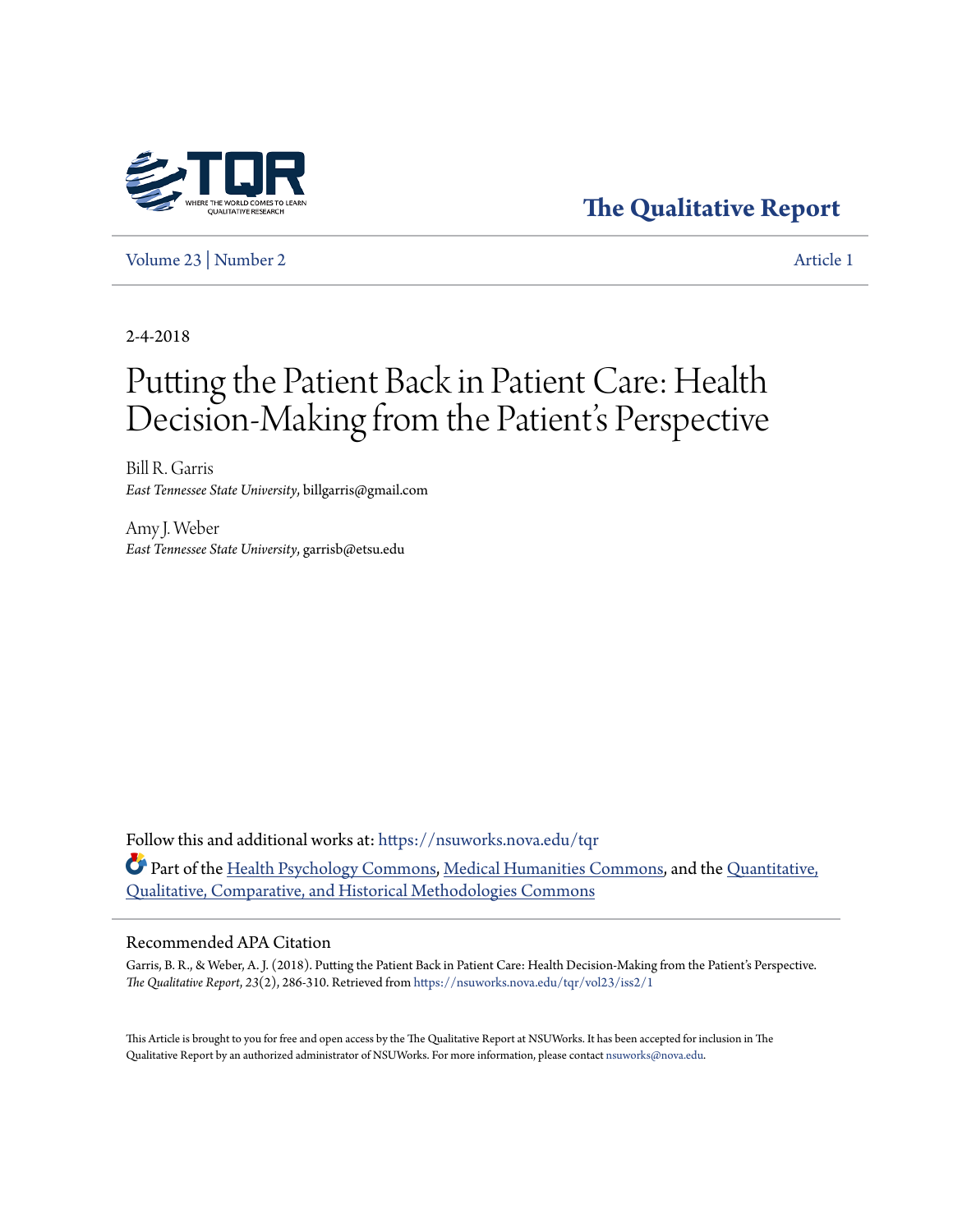2-4-2018

# Putting the Patient Back in Patient Care: Health Decision-Making from the Patient's Perspective

Bill R. Garris
*East Tennessee State University*, billgarris@gmail.com

Amy J. Weber
*East Tennessee State University*, garrisb@etsu.edu

Follow this and additional works at: https://nsuworks.nova.edu/tqr

Part of the Health Psychology Commons, Medical Humanities Commons, and the Quantitative, Qualitative, Comparative, and Historical Methodologies Commons

## Recommended APA Citation

Garris, B. R., & Weber, A. J. (2018). Putting the Patient Back in Patient Care: Health Decision-Making from the Patient's Perspective. *The Qualitative Report*, *23*(2), 286-310. Retrieved from https://nsuworks.nova.edu/tqr/vol23/iss2/1

This Article is brought to you for free and open access by the The Qualitative Report at NSUWorks. It has been accepted for inclusion in The Qualitative Report by an authorized administrator of NSUWorks. For more information, please contact nsuworks@nova.edu.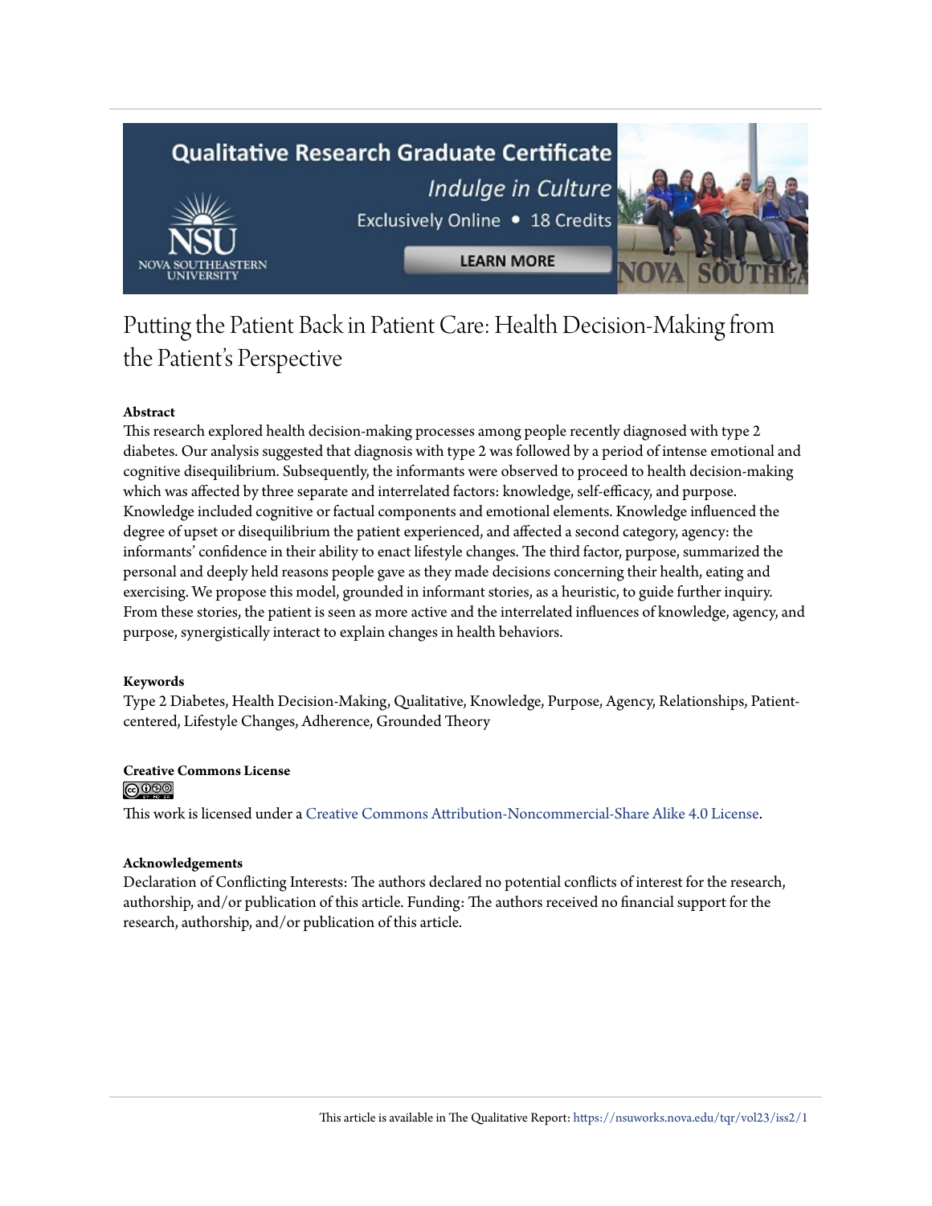# Putting the Patient Back in Patient Care: Health Decision-Making from the Patient's Perspective

### Abstract

This research explored health decision-making processes among people recently diagnosed with type 2 diabetes. Our analysis suggested that diagnosis with type 2 was followed by a period of intense emotional and cognitive disequilibrium. Subsequently, the informants were observed to proceed to health decision-making which was affected by three separate and interrelated factors: knowledge, self-efficacy, and purpose. Knowledge included cognitive or factual components and emotional elements. Knowledge influenced the degree of upset or disequilibrium the patient experienced, and affected a second category, agency: the informants' confidence in their ability to enact lifestyle changes. The third factor, purpose, summarized the personal and deeply held reasons people gave as they made decisions concerning their health, eating and exercising. We propose this model, grounded in informant stories, as a heuristic, to guide further inquiry. From these stories, the patient is seen as more active and the interrelated influences of knowledge, agency, and purpose, synergistically interact to explain changes in health behaviors.

### Keywords

Type 2 Diabetes, Health Decision-Making, Qualitative, Knowledge, Purpose, Agency, Relationships, Patient-centered, Lifestyle Changes, Adherence, Grounded Theory

### Creative Commons License

This work is licensed under a Creative Commons Attribution-Noncommercial-Share Alike 4.0 License.

### Acknowledgements

Declaration of Conflicting Interests: The authors declared no potential conflicts of interest for the research, authorship, and/or publication of this article. Funding: The authors received no financial support for the research, authorship, and/or publication of this article.

This article is available in The Qualitative Report: https://nsuworks.nova.edu/tqr/vol23/iss2/1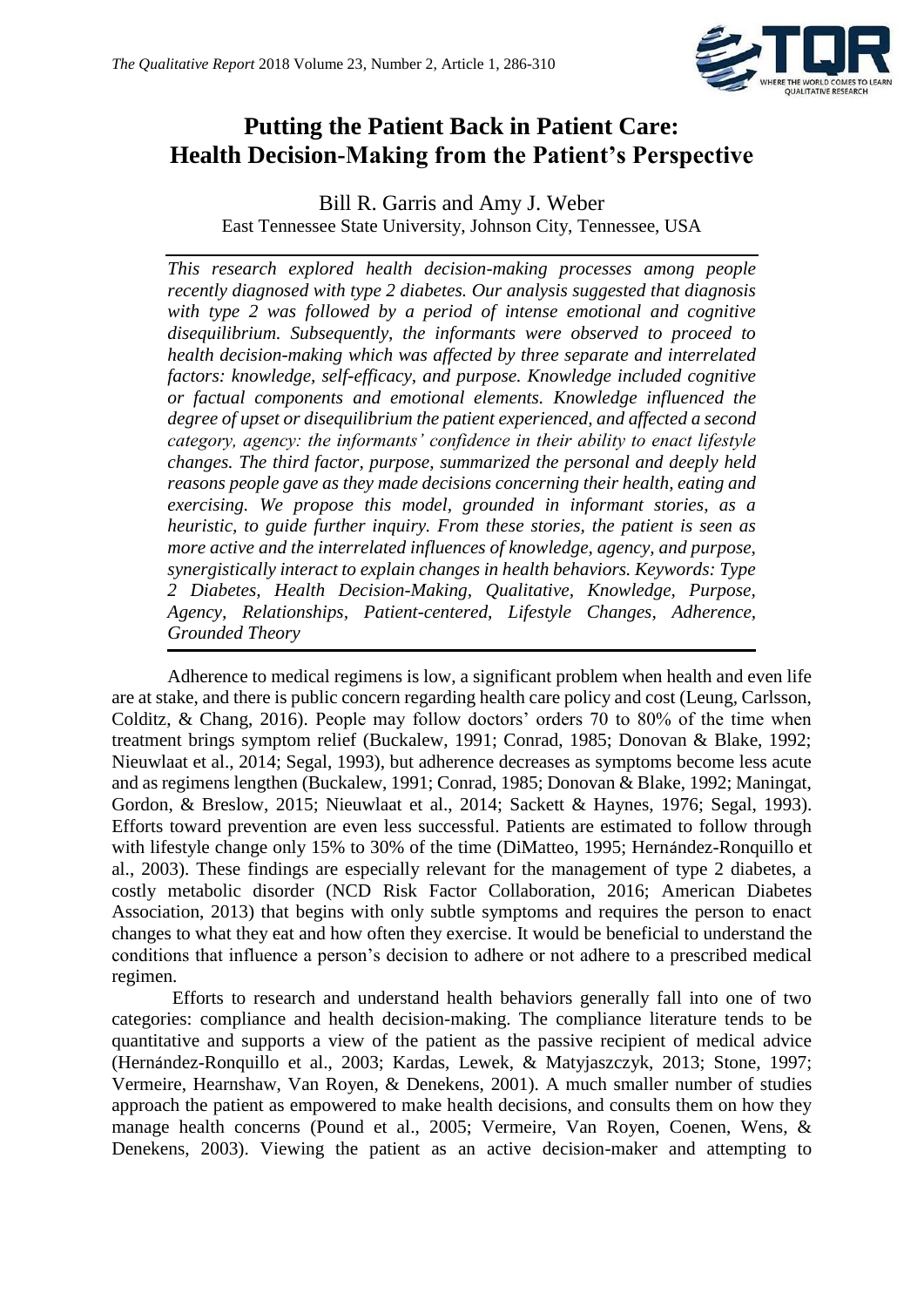# Putting the Patient Back in Patient Care: Health Decision-Making from the Patient's Perspective

Bill R. Garris and Amy J. Weber
East Tennessee State University, Johnson City, Tennessee, USA

*This research explored health decision-making processes among people recently diagnosed with type 2 diabetes. Our analysis suggested that diagnosis with type 2 was followed by a period of intense emotional and cognitive disequilibrium. Subsequently, the informants were observed to proceed to health decision-making which was affected by three separate and interrelated factors: knowledge, self-efficacy, and purpose. Knowledge included cognitive or factual components and emotional elements. Knowledge influenced the degree of upset or disequilibrium the patient experienced, and affected a second category, agency: the informants' confidence in their ability to enact lifestyle changes. The third factor, purpose, summarized the personal and deeply held reasons people gave as they made decisions concerning their health, eating and exercising. We propose this model, grounded in informant stories, as a heuristic, to guide further inquiry. From these stories, the patient is seen as more active and the interrelated influences of knowledge, agency, and purpose, synergistically interact to explain changes in health behaviors. Keywords: Type 2 Diabetes, Health Decision-Making, Qualitative, Knowledge, Purpose, Agency, Relationships, Patient-centered, Lifestyle Changes, Adherence, Grounded Theory*

Adherence to medical regimens is low, a significant problem when health and even life are at stake, and there is public concern regarding health care policy and cost (Leung, Carlsson, Colditz, & Chang, 2016). People may follow doctors' orders 70 to 80% of the time when treatment brings symptom relief (Buckalew, 1991; Conrad, 1985; Donovan & Blake, 1992; Nieuwlaat et al., 2014; Segal, 1993), but adherence decreases as symptoms become less acute and as regimens lengthen (Buckalew, 1991; Conrad, 1985; Donovan & Blake, 1992; Maningat, Gordon, & Breslow, 2015; Nieuwlaat et al., 2014; Sackett & Haynes, 1976; Segal, 1993). Efforts toward prevention are even less successful. Patients are estimated to follow through with lifestyle change only 15% to 30% of the time (DiMatteo, 1995; Hernández-Ronquillo et al., 2003). These findings are especially relevant for the management of type 2 diabetes, a costly metabolic disorder (NCD Risk Factor Collaboration, 2016; American Diabetes Association, 2013) that begins with only subtle symptoms and requires the person to enact changes to what they eat and how often they exercise. It would be beneficial to understand the conditions that influence a person's decision to adhere or not adhere to a prescribed medical regimen.

Efforts to research and understand health behaviors generally fall into one of two categories: compliance and health decision-making. The compliance literature tends to be quantitative and supports a view of the patient as the passive recipient of medical advice (Hernández-Ronquillo et al., 2003; Kardas, Lewek, & Matyjaszczyk, 2013; Stone, 1997; Vermeire, Hearnshaw, Van Royen, & Denekens, 2001). A much smaller number of studies approach the patient as empowered to make health decisions, and consults them on how they manage health concerns (Pound et al., 2005; Vermeire, Van Royen, Coenen, Wens, & Denekens, 2003). Viewing the patient as an active decision-maker and attempting to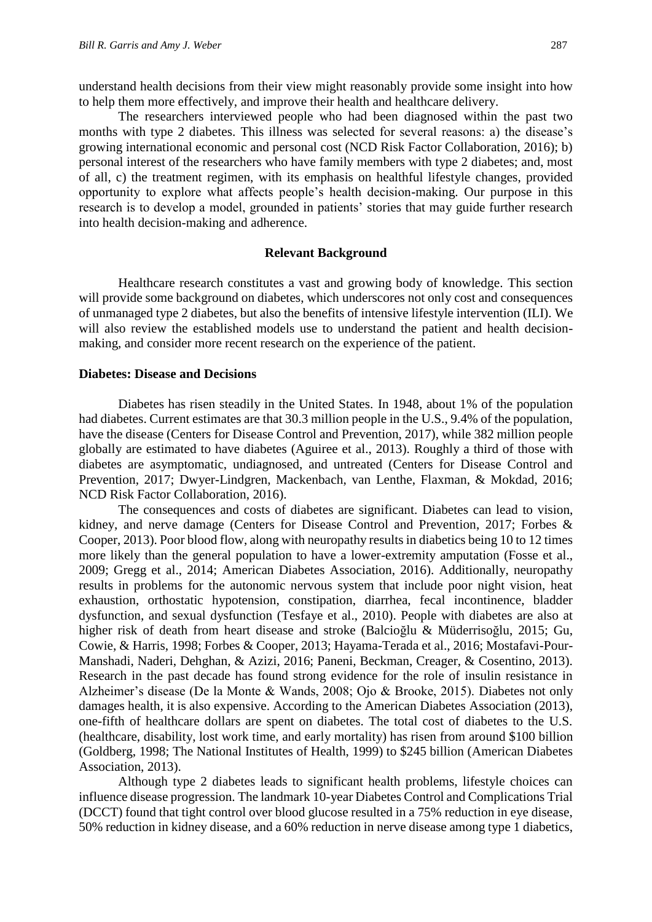understand health decisions from their view might reasonably provide some insight into how to help them more effectively, and improve their health and healthcare delivery.

The researchers interviewed people who had been diagnosed within the past two months with type 2 diabetes. This illness was selected for several reasons: a) the disease's growing international economic and personal cost (NCD Risk Factor Collaboration, 2016); b) personal interest of the researchers who have family members with type 2 diabetes; and, most of all, c) the treatment regimen, with its emphasis on healthful lifestyle changes, provided opportunity to explore what affects people's health decision-making. Our purpose in this research is to develop a model, grounded in patients' stories that may guide further research into health decision-making and adherence.

## Relevant Background

Healthcare research constitutes a vast and growing body of knowledge. This section will provide some background on diabetes, which underscores not only cost and consequences of unmanaged type 2 diabetes, but also the benefits of intensive lifestyle intervention (ILI). We will also review the established models use to understand the patient and health decision-making, and consider more recent research on the experience of the patient.

### Diabetes: Disease and Decisions

Diabetes has risen steadily in the United States. In 1948, about 1% of the population had diabetes. Current estimates are that 30.3 million people in the U.S., 9.4% of the population, have the disease (Centers for Disease Control and Prevention, 2017), while 382 million people globally are estimated to have diabetes (Aguiree et al., 2013). Roughly a third of those with diabetes are asymptomatic, undiagnosed, and untreated (Centers for Disease Control and Prevention, 2017; Dwyer-Lindgren, Mackenbach, van Lenthe, Flaxman, & Mokdad, 2016; NCD Risk Factor Collaboration, 2016).

The consequences and costs of diabetes are significant. Diabetes can lead to vision, kidney, and nerve damage (Centers for Disease Control and Prevention, 2017; Forbes & Cooper, 2013). Poor blood flow, along with neuropathy results in diabetics being 10 to 12 times more likely than the general population to have a lower-extremity amputation (Fosse et al., 2009; Gregg et al., 2014; American Diabetes Association, 2016). Additionally, neuropathy results in problems for the autonomic nervous system that include poor night vision, heat exhaustion, orthostatic hypotension, constipation, diarrhea, fecal incontinence, bladder dysfunction, and sexual dysfunction (Tesfaye et al., 2010). People with diabetes are also at higher risk of death from heart disease and stroke (Balcioğlu & Müderrisoğlu, 2015; Gu, Cowie, & Harris, 1998; Forbes & Cooper, 2013; Hayama-Terada et al., 2016; Mostafavi-Pour-Manshadi, Naderi, Dehghan, & Azizi, 2016; Paneni, Beckman, Creager, & Cosentino, 2013). Research in the past decade has found strong evidence for the role of insulin resistance in Alzheimer's disease (De la Monte & Wands, 2008; Ojo & Brooke, 2015). Diabetes not only damages health, it is also expensive. According to the American Diabetes Association (2013), one-fifth of healthcare dollars are spent on diabetes. The total cost of diabetes to the U.S. (healthcare, disability, lost work time, and early mortality) has risen from around $100 billion (Goldberg, 1998; The National Institutes of Health, 1999) to $245 billion (American Diabetes Association, 2013).

Although type 2 diabetes leads to significant health problems, lifestyle choices can influence disease progression. The landmark 10-year Diabetes Control and Complications Trial (DCCT) found that tight control over blood glucose resulted in a 75% reduction in eye disease, 50% reduction in kidney disease, and a 60% reduction in nerve disease among type 1 diabetics,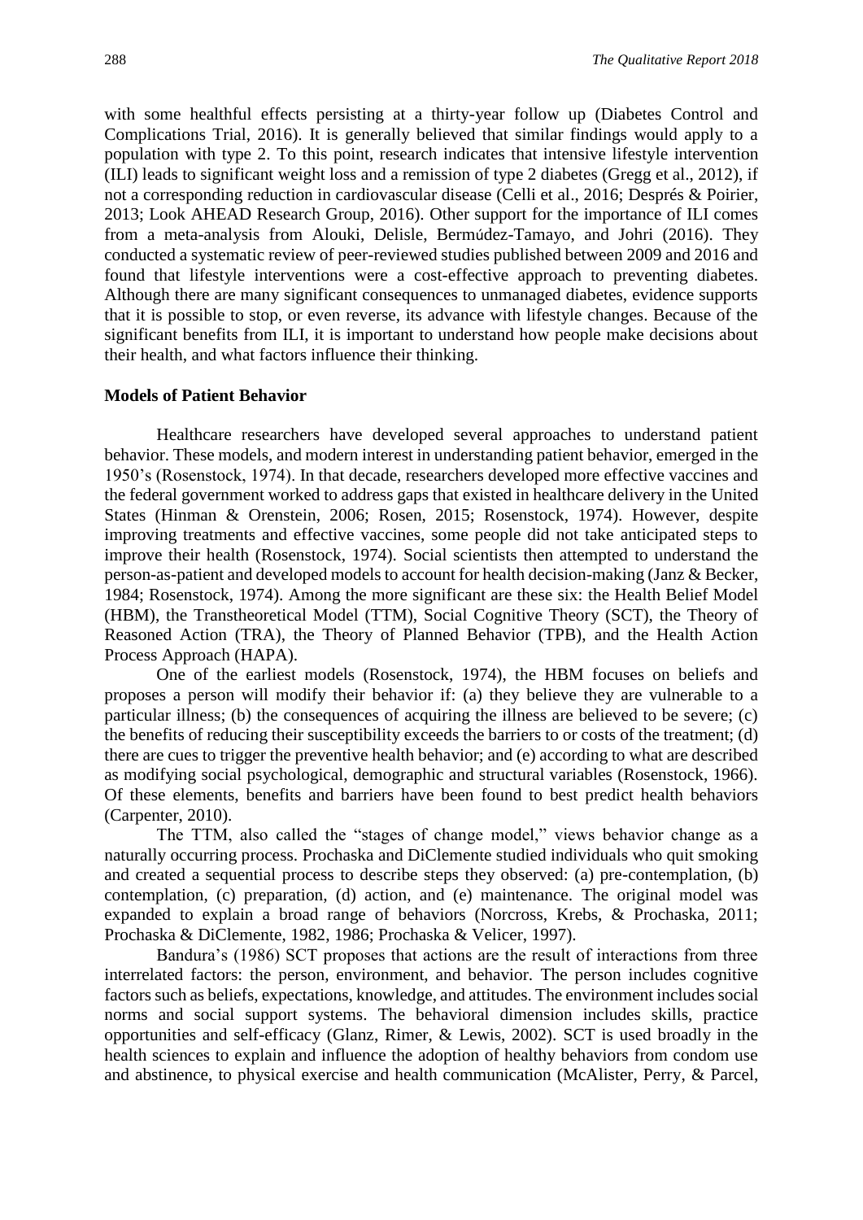with some healthful effects persisting at a thirty-year follow up (Diabetes Control and Complications Trial, 2016). It is generally believed that similar findings would apply to a population with type 2. To this point, research indicates that intensive lifestyle intervention (ILI) leads to significant weight loss and a remission of type 2 diabetes (Gregg et al., 2012), if not a corresponding reduction in cardiovascular disease (Celli et al., 2016; Després & Poirier, 2013; Look AHEAD Research Group, 2016). Other support for the importance of ILI comes from a meta-analysis from Alouki, Delisle, Bermúdez-Tamayo, and Johri (2016). They conducted a systematic review of peer-reviewed studies published between 2009 and 2016 and found that lifestyle interventions were a cost-effective approach to preventing diabetes. Although there are many significant consequences to unmanaged diabetes, evidence supports that it is possible to stop, or even reverse, its advance with lifestyle changes. Because of the significant benefits from ILI, it is important to understand how people make decisions about their health, and what factors influence their thinking.

**Models of Patient Behavior**

Healthcare researchers have developed several approaches to understand patient behavior. These models, and modern interest in understanding patient behavior, emerged in the 1950's (Rosenstock, 1974). In that decade, researchers developed more effective vaccines and the federal government worked to address gaps that existed in healthcare delivery in the United States (Hinman & Orenstein, 2006; Rosen, 2015; Rosenstock, 1974). However, despite improving treatments and effective vaccines, some people did not take anticipated steps to improve their health (Rosenstock, 1974). Social scientists then attempted to understand the person-as-patient and developed models to account for health decision-making (Janz & Becker, 1984; Rosenstock, 1974). Among the more significant are these six: the Health Belief Model (HBM), the Transtheoretical Model (TTM), Social Cognitive Theory (SCT), the Theory of Reasoned Action (TRA), the Theory of Planned Behavior (TPB), and the Health Action Process Approach (HAPA).

One of the earliest models (Rosenstock, 1974), the HBM focuses on beliefs and proposes a person will modify their behavior if: (a) they believe they are vulnerable to a particular illness; (b) the consequences of acquiring the illness are believed to be severe; (c) the benefits of reducing their susceptibility exceeds the barriers to or costs of the treatment; (d) there are cues to trigger the preventive health behavior; and (e) according to what are described as modifying social psychological, demographic and structural variables (Rosenstock, 1966). Of these elements, benefits and barriers have been found to best predict health behaviors (Carpenter, 2010).

The TTM, also called the "stages of change model," views behavior change as a naturally occurring process. Prochaska and DiClemente studied individuals who quit smoking and created a sequential process to describe steps they observed: (a) pre-contemplation, (b) contemplation, (c) preparation, (d) action, and (e) maintenance. The original model was expanded to explain a broad range of behaviors (Norcross, Krebs, & Prochaska, 2011; Prochaska & DiClemente, 1982, 1986; Prochaska & Velicer, 1997).

Bandura's (1986) SCT proposes that actions are the result of interactions from three interrelated factors: the person, environment, and behavior. The person includes cognitive factors such as beliefs, expectations, knowledge, and attitudes. The environment includes social norms and social support systems. The behavioral dimension includes skills, practice opportunities and self-efficacy (Glanz, Rimer, & Lewis, 2002). SCT is used broadly in the health sciences to explain and influence the adoption of healthy behaviors from condom use and abstinence, to physical exercise and health communication (McAlister, Perry, & Parcel,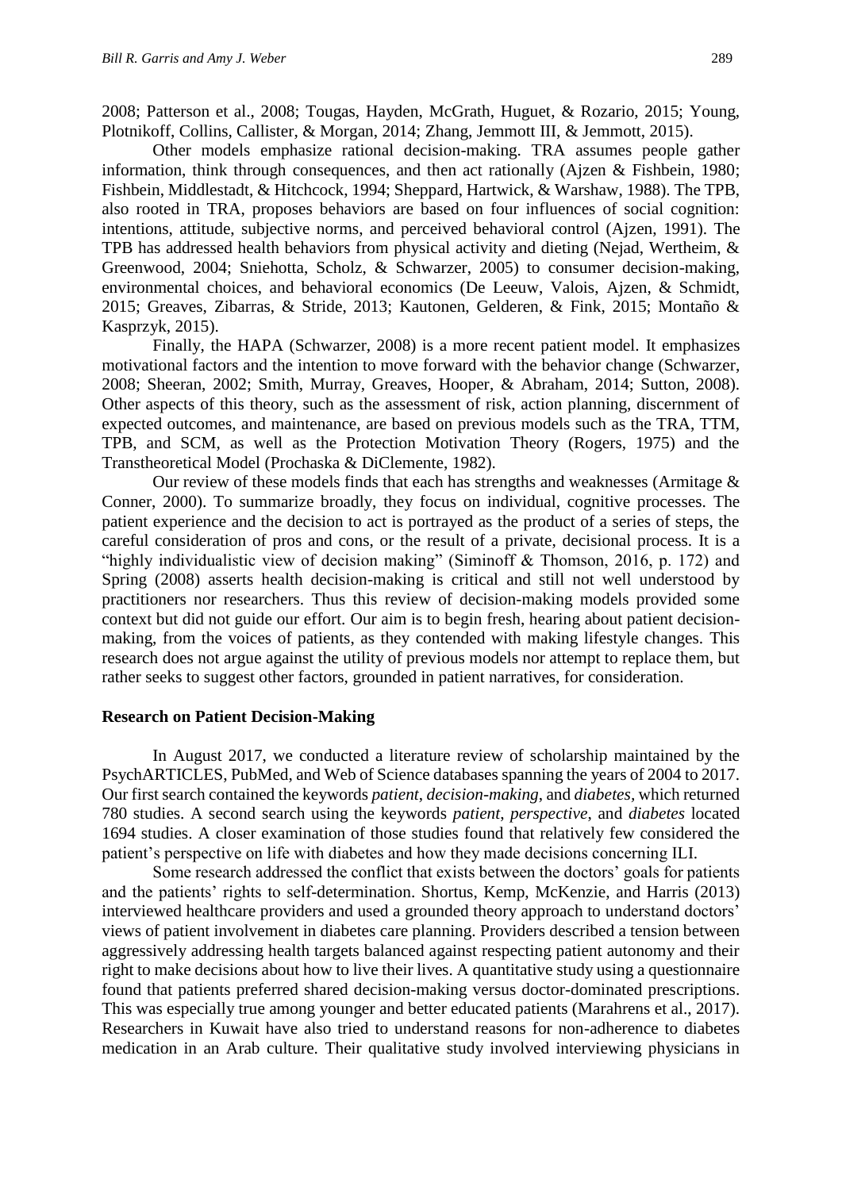2008; Patterson et al., 2008; Tougas, Hayden, McGrath, Huguet, & Rozario, 2015; Young, Plotnikoff, Collins, Callister, & Morgan, 2014; Zhang, Jemmott III, & Jemmott, 2015).

Other models emphasize rational decision-making. TRA assumes people gather information, think through consequences, and then act rationally (Ajzen & Fishbein, 1980; Fishbein, Middlestadt, & Hitchcock, 1994; Sheppard, Hartwick, & Warshaw, 1988). The TPB, also rooted in TRA, proposes behaviors are based on four influences of social cognition: intentions, attitude, subjective norms, and perceived behavioral control (Ajzen, 1991). The TPB has addressed health behaviors from physical activity and dieting (Nejad, Wertheim, & Greenwood, 2004; Sniehotta, Scholz, & Schwarzer, 2005) to consumer decision-making, environmental choices, and behavioral economics (De Leeuw, Valois, Ajzen, & Schmidt, 2015; Greaves, Zibarras, & Stride, 2013; Kautonen, Gelderen, & Fink, 2015; Montaño & Kasprzyk, 2015).

Finally, the HAPA (Schwarzer, 2008) is a more recent patient model. It emphasizes motivational factors and the intention to move forward with the behavior change (Schwarzer, 2008; Sheeran, 2002; Smith, Murray, Greaves, Hooper, & Abraham, 2014; Sutton, 2008). Other aspects of this theory, such as the assessment of risk, action planning, discernment of expected outcomes, and maintenance, are based on previous models such as the TRA, TTM, TPB, and SCM, as well as the Protection Motivation Theory (Rogers, 1975) and the Transtheoretical Model (Prochaska & DiClemente, 1982).

Our review of these models finds that each has strengths and weaknesses (Armitage & Conner, 2000). To summarize broadly, they focus on individual, cognitive processes. The patient experience and the decision to act is portrayed as the product of a series of steps, the careful consideration of pros and cons, or the result of a private, decisional process. It is a "highly individualistic view of decision making" (Siminoff & Thomson, 2016, p. 172) and Spring (2008) asserts health decision-making is critical and still not well understood by practitioners nor researchers. Thus this review of decision-making models provided some context but did not guide our effort. Our aim is to begin fresh, hearing about patient decision-making, from the voices of patients, as they contended with making lifestyle changes. This research does not argue against the utility of previous models nor attempt to replace them, but rather seeks to suggest other factors, grounded in patient narratives, for consideration.

### Research on Patient Decision-Making

In August 2017, we conducted a literature review of scholarship maintained by the PsychARTICLES, PubMed, and Web of Science databases spanning the years of 2004 to 2017. Our first search contained the keywords *patient*, *decision-making*, and *diabetes*, which returned 780 studies. A second search using the keywords *patient*, *perspective*, and *diabetes* located 1694 studies. A closer examination of those studies found that relatively few considered the patient's perspective on life with diabetes and how they made decisions concerning ILI.

Some research addressed the conflict that exists between the doctors' goals for patients and the patients' rights to self-determination. Shortus, Kemp, McKenzie, and Harris (2013) interviewed healthcare providers and used a grounded theory approach to understand doctors' views of patient involvement in diabetes care planning. Providers described a tension between aggressively addressing health targets balanced against respecting patient autonomy and their right to make decisions about how to live their lives. A quantitative study using a questionnaire found that patients preferred shared decision-making versus doctor-dominated prescriptions. This was especially true among younger and better educated patients (Marahrens et al., 2017). Researchers in Kuwait have also tried to understand reasons for non-adherence to diabetes medication in an Arab culture. Their qualitative study involved interviewing physicians in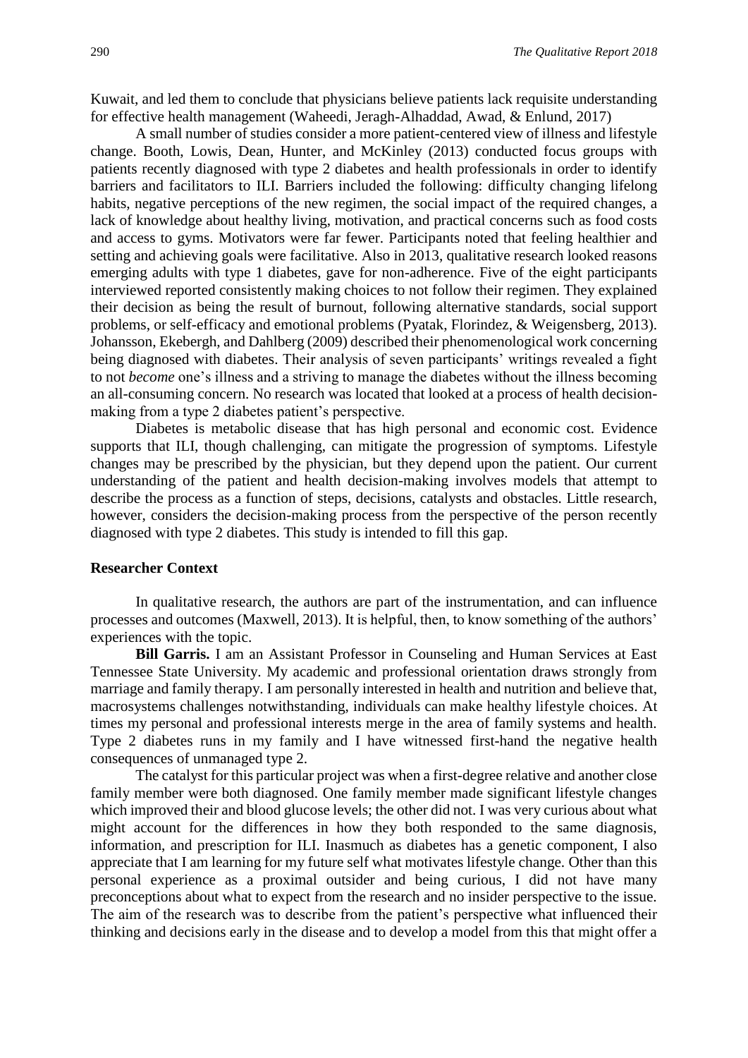Kuwait, and led them to conclude that physicians believe patients lack requisite understanding for effective health management (Waheedi, Jeragh-Alhaddad, Awad, & Enlund, 2017)

A small number of studies consider a more patient-centered view of illness and lifestyle change. Booth, Lowis, Dean, Hunter, and McKinley (2013) conducted focus groups with patients recently diagnosed with type 2 diabetes and health professionals in order to identify barriers and facilitators to ILI. Barriers included the following: difficulty changing lifelong habits, negative perceptions of the new regimen, the social impact of the required changes, a lack of knowledge about healthy living, motivation, and practical concerns such as food costs and access to gyms. Motivators were far fewer. Participants noted that feeling healthier and setting and achieving goals were facilitative. Also in 2013, qualitative research looked reasons emerging adults with type 1 diabetes, gave for non-adherence. Five of the eight participants interviewed reported consistently making choices to not follow their regimen. They explained their decision as being the result of burnout, following alternative standards, social support problems, or self-efficacy and emotional problems (Pyatak, Florindez, & Weigensberg, 2013). Johansson, Ekebergh, and Dahlberg (2009) described their phenomenological work concerning being diagnosed with diabetes. Their analysis of seven participants' writings revealed a fight to not *become* one's illness and a striving to manage the diabetes without the illness becoming an all-consuming concern. No research was located that looked at a process of health decision-making from a type 2 diabetes patient's perspective.

Diabetes is metabolic disease that has high personal and economic cost. Evidence supports that ILI, though challenging, can mitigate the progression of symptoms. Lifestyle changes may be prescribed by the physician, but they depend upon the patient. Our current understanding of the patient and health decision-making involves models that attempt to describe the process as a function of steps, decisions, catalysts and obstacles. Little research, however, considers the decision-making process from the perspective of the person recently diagnosed with type 2 diabetes. This study is intended to fill this gap.

## Researcher Context

In qualitative research, the authors are part of the instrumentation, and can influence processes and outcomes (Maxwell, 2013). It is helpful, then, to know something of the authors' experiences with the topic.

**Bill Garris.** I am an Assistant Professor in Counseling and Human Services at East Tennessee State University. My academic and professional orientation draws strongly from marriage and family therapy. I am personally interested in health and nutrition and believe that, macrosystems challenges notwithstanding, individuals can make healthy lifestyle choices. At times my personal and professional interests merge in the area of family systems and health. Type 2 diabetes runs in my family and I have witnessed first-hand the negative health consequences of unmanaged type 2.

The catalyst for this particular project was when a first-degree relative and another close family member were both diagnosed. One family member made significant lifestyle changes which improved their and blood glucose levels; the other did not. I was very curious about what might account for the differences in how they both responded to the same diagnosis, information, and prescription for ILI. Inasmuch as diabetes has a genetic component, I also appreciate that I am learning for my future self what motivates lifestyle change. Other than this personal experience as a proximal outsider and being curious, I did not have many preconceptions about what to expect from the research and no insider perspective to the issue. The aim of the research was to describe from the patient's perspective what influenced their thinking and decisions early in the disease and to develop a model from this that might offer a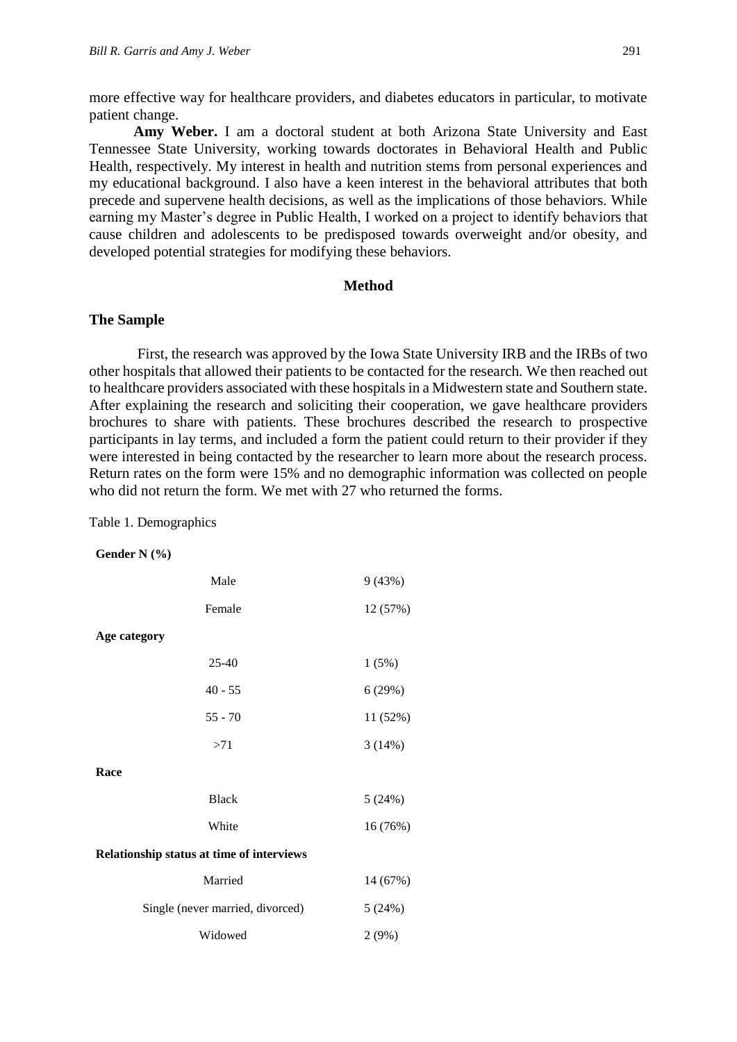more effective way for healthcare providers, and diabetes educators in particular, to motivate patient change.

**Amy Weber.** I am a doctoral student at both Arizona State University and East Tennessee State University, working towards doctorates in Behavioral Health and Public Health, respectively. My interest in health and nutrition stems from personal experiences and my educational background. I also have a keen interest in the behavioral attributes that both precede and supervene health decisions, as well as the implications of those behaviors. While earning my Master's degree in Public Health, I worked on a project to identify behaviors that cause children and adolescents to be predisposed towards overweight and/or obesity, and developed potential strategies for modifying these behaviors.

## Method

### The Sample

First, the research was approved by the Iowa State University IRB and the IRBs of two other hospitals that allowed their patients to be contacted for the research. We then reached out to healthcare providers associated with these hospitals in a Midwestern state and Southern state. After explaining the research and soliciting their cooperation, we gave healthcare providers brochures to share with patients. These brochures described the research to prospective participants in lay terms, and included a form the patient could return to their provider if they were interested in being contacted by the researcher to learn more about the research process. Return rates on the form were 15% and no demographic information was collected on people who did not return the form. We met with 27 who returned the forms.

Table 1. Demographics

| | |
|---|---|
| **Gender N (%)** | |
| Male | 9 (43%) |
| Female | 12 (57%) |
| **Age category** | |
| 25-40 | 1 (5%) |
| 40 - 55 | 6 (29%) |
| 55 - 70 | 11 (52%) |
| >71 | 3 (14%) |
| **Race** | |
| Black | 5 (24%) |
| White | 16 (76%) |
| **Relationship status at time of interviews** | |
| Married | 14 (67%) |
| Single (never married, divorced) | 5 (24%) |
| Widowed | 2 (9%) |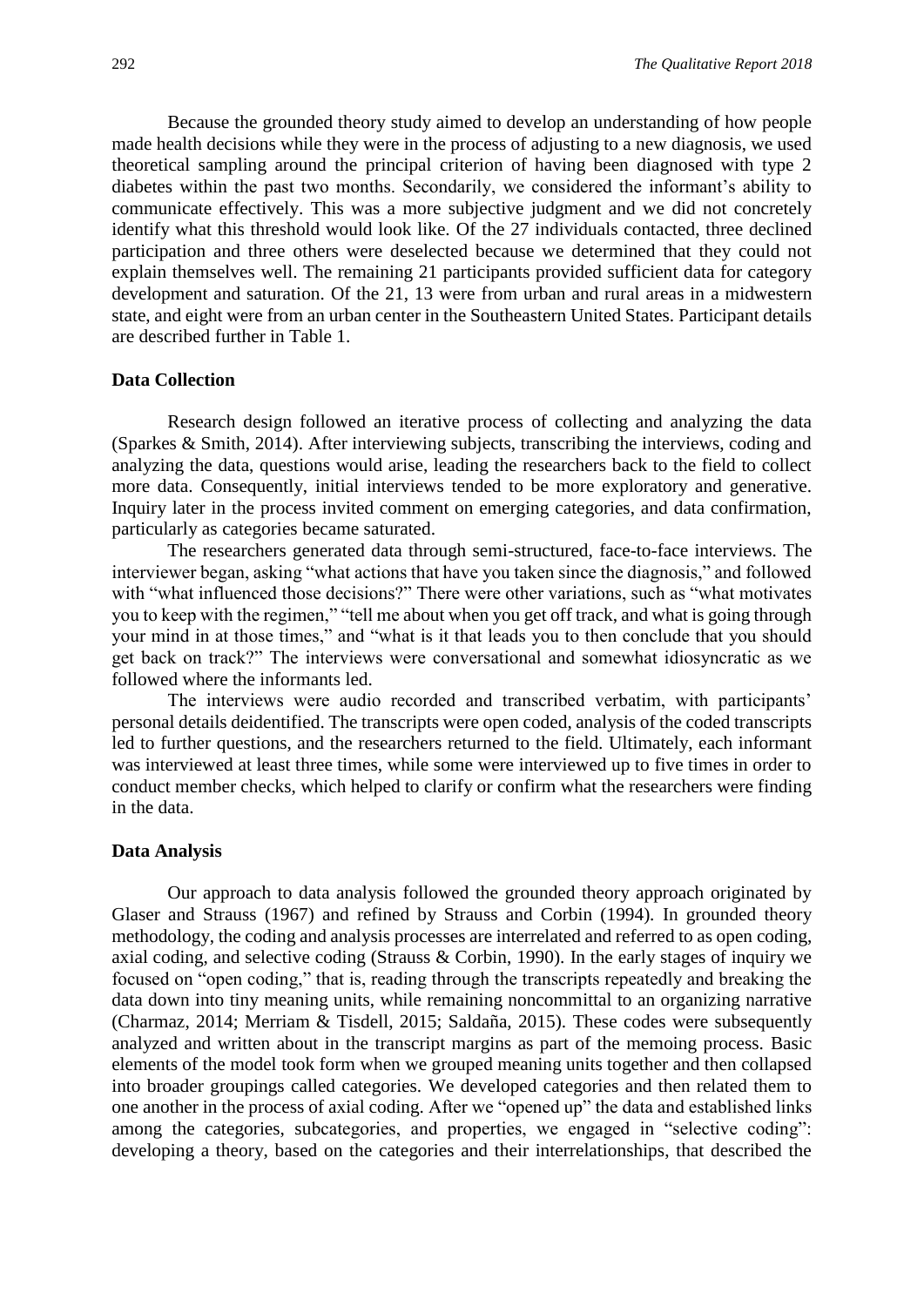Because the grounded theory study aimed to develop an understanding of how people made health decisions while they were in the process of adjusting to a new diagnosis, we used theoretical sampling around the principal criterion of having been diagnosed with type 2 diabetes within the past two months. Secondarily, we considered the informant's ability to communicate effectively. This was a more subjective judgment and we did not concretely identify what this threshold would look like. Of the 27 individuals contacted, three declined participation and three others were deselected because we determined that they could not explain themselves well. The remaining 21 participants provided sufficient data for category development and saturation. Of the 21, 13 were from urban and rural areas in a midwestern state, and eight were from an urban center in the Southeastern United States. Participant details are described further in Table 1.

### Data Collection

Research design followed an iterative process of collecting and analyzing the data (Sparkes & Smith, 2014). After interviewing subjects, transcribing the interviews, coding and analyzing the data, questions would arise, leading the researchers back to the field to collect more data. Consequently, initial interviews tended to be more exploratory and generative. Inquiry later in the process invited comment on emerging categories, and data confirmation, particularly as categories became saturated.

The researchers generated data through semi-structured, face-to-face interviews. The interviewer began, asking "what actions that have you taken since the diagnosis," and followed with "what influenced those decisions?" There were other variations, such as "what motivates you to keep with the regimen," "tell me about when you get off track, and what is going through your mind in at those times," and "what is it that leads you to then conclude that you should get back on track?" The interviews were conversational and somewhat idiosyncratic as we followed where the informants led.

The interviews were audio recorded and transcribed verbatim, with participants' personal details deidentified. The transcripts were open coded, analysis of the coded transcripts led to further questions, and the researchers returned to the field. Ultimately, each informant was interviewed at least three times, while some were interviewed up to five times in order to conduct member checks, which helped to clarify or confirm what the researchers were finding in the data.

### Data Analysis

Our approach to data analysis followed the grounded theory approach originated by Glaser and Strauss (1967) and refined by Strauss and Corbin (1994). In grounded theory methodology, the coding and analysis processes are interrelated and referred to as open coding, axial coding, and selective coding (Strauss & Corbin, 1990). In the early stages of inquiry we focused on "open coding," that is, reading through the transcripts repeatedly and breaking the data down into tiny meaning units, while remaining noncommittal to an organizing narrative (Charmaz, 2014; Merriam & Tisdell, 2015; Saldaña, 2015). These codes were subsequently analyzed and written about in the transcript margins as part of the memoing process. Basic elements of the model took form when we grouped meaning units together and then collapsed into broader groupings called categories. We developed categories and then related them to one another in the process of axial coding. After we "opened up" the data and established links among the categories, subcategories, and properties, we engaged in "selective coding": developing a theory, based on the categories and their interrelationships, that described the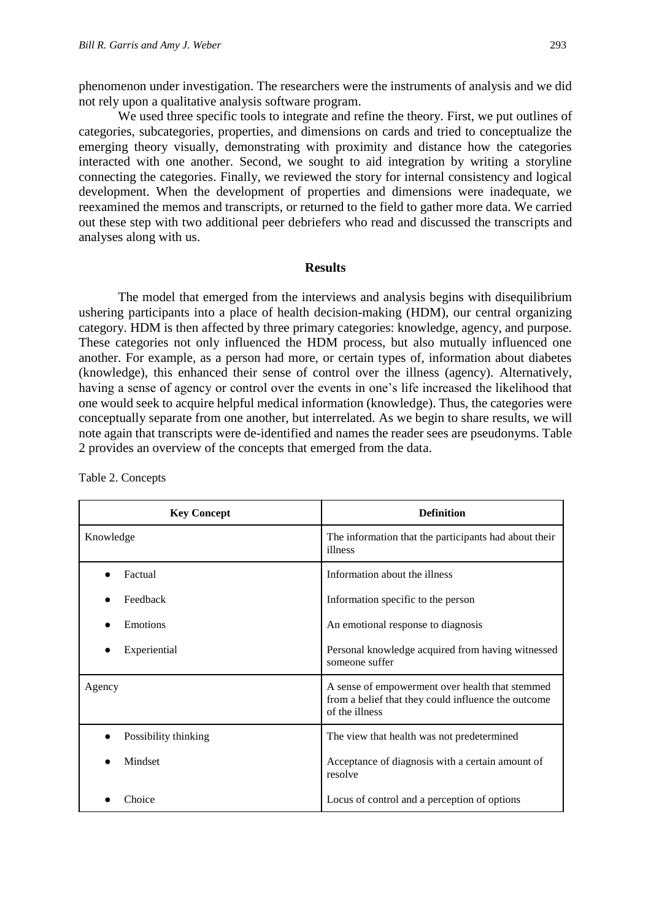phenomenon under investigation. The researchers were the instruments of analysis and we did not rely upon a qualitative analysis software program.

We used three specific tools to integrate and refine the theory. First, we put outlines of categories, subcategories, properties, and dimensions on cards and tried to conceptualize the emerging theory visually, demonstrating with proximity and distance how the categories interacted with one another. Second, we sought to aid integration by writing a storyline connecting the categories. Finally, we reviewed the story for internal consistency and logical development. When the development of properties and dimensions were inadequate, we reexamined the memos and transcripts, or returned to the field to gather more data. We carried out these step with two additional peer debriefers who read and discussed the transcripts and analyses along with us.

## Results

The model that emerged from the interviews and analysis begins with disequilibrium ushering participants into a place of health decision-making (HDM), our central organizing category. HDM is then affected by three primary categories: knowledge, agency, and purpose. These categories not only influenced the HDM process, but also mutually influenced one another. For example, as a person had more, or certain types of, information about diabetes (knowledge), this enhanced their sense of control over the illness (agency). Alternatively, having a sense of agency or control over the events in one's life increased the likelihood that one would seek to acquire helpful medical information (knowledge). Thus, the categories were conceptually separate from one another, but interrelated. As we begin to share results, we will note again that transcripts were de-identified and names the reader sees are pseudonyms. Table 2 provides an overview of the concepts that emerged from the data.

Table 2. Concepts

| Key Concept | Definition |
|---|---|
| Knowledge | The information that the participants had about their illness |
| • Factual | Information about the illness |
| • Feedback | Information specific to the person |
| • Emotions | An emotional response to diagnosis |
| • Experiential | Personal knowledge acquired from having witnessed someone suffer |
| Agency | A sense of empowerment over health that stemmed from a belief that they could influence the outcome of the illness |
| • Possibility thinking | The view that health was not predetermined |
| • Mindset | Acceptance of diagnosis with a certain amount of resolve |
| • Choice | Locus of control and a perception of options |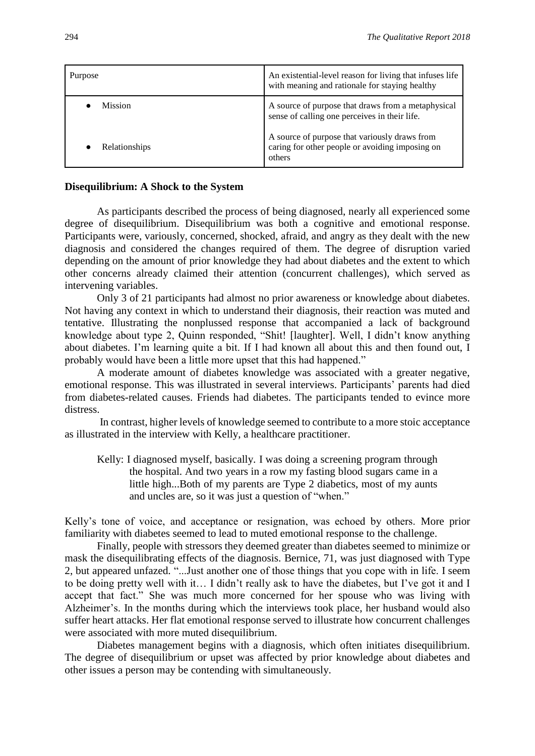| Purpose | An existential-level reason for living that infuses life with meaning and rationale for staying healthy |
|---|---|
| • Mission | A source of purpose that draws from a metaphysical sense of calling one perceives in their life. |
| • Relationships | A source of purpose that variously draws from caring for other people or avoiding imposing on others |

**Disequilibrium: A Shock to the System**

As participants described the process of being diagnosed, nearly all experienced some degree of disequilibrium. Disequilibrium was both a cognitive and emotional response. Participants were, variously, concerned, shocked, afraid, and angry as they dealt with the new diagnosis and considered the changes required of them. The degree of disruption varied depending on the amount of prior knowledge they had about diabetes and the extent to which other concerns already claimed their attention (concurrent challenges), which served as intervening variables.

Only 3 of 21 participants had almost no prior awareness or knowledge about diabetes. Not having any context in which to understand their diagnosis, their reaction was muted and tentative. Illustrating the nonplussed response that accompanied a lack of background knowledge about type 2, Quinn responded, "Shit! [laughter]. Well, I didn't know anything about diabetes. I'm learning quite a bit. If I had known all about this and then found out, I probably would have been a little more upset that this had happened."

A moderate amount of diabetes knowledge was associated with a greater negative, emotional response. This was illustrated in several interviews. Participants' parents had died from diabetes-related causes. Friends had diabetes. The participants tended to evince more distress.

In contrast, higher levels of knowledge seemed to contribute to a more stoic acceptance as illustrated in the interview with Kelly, a healthcare practitioner.

> Kelly: I diagnosed myself, basically. I was doing a screening program through the hospital. And two years in a row my fasting blood sugars came in a little high...Both of my parents are Type 2 diabetics, most of my aunts and uncles are, so it was just a question of "when."

Kelly's tone of voice, and acceptance or resignation, was echoed by others. More prior familiarity with diabetes seemed to lead to muted emotional response to the challenge.

Finally, people with stressors they deemed greater than diabetes seemed to minimize or mask the disequilibrating effects of the diagnosis. Bernice, 71, was just diagnosed with Type 2, but appeared unfazed. "...Just another one of those things that you cope with in life. I seem to be doing pretty well with it… I didn't really ask to have the diabetes, but I've got it and I accept that fact." She was much more concerned for her spouse who was living with Alzheimer's. In the months during which the interviews took place, her husband would also suffer heart attacks. Her flat emotional response served to illustrate how concurrent challenges were associated with more muted disequilibrium.

Diabetes management begins with a diagnosis, which often initiates disequilibrium. The degree of disequilibrium or upset was affected by prior knowledge about diabetes and other issues a person may be contending with simultaneously.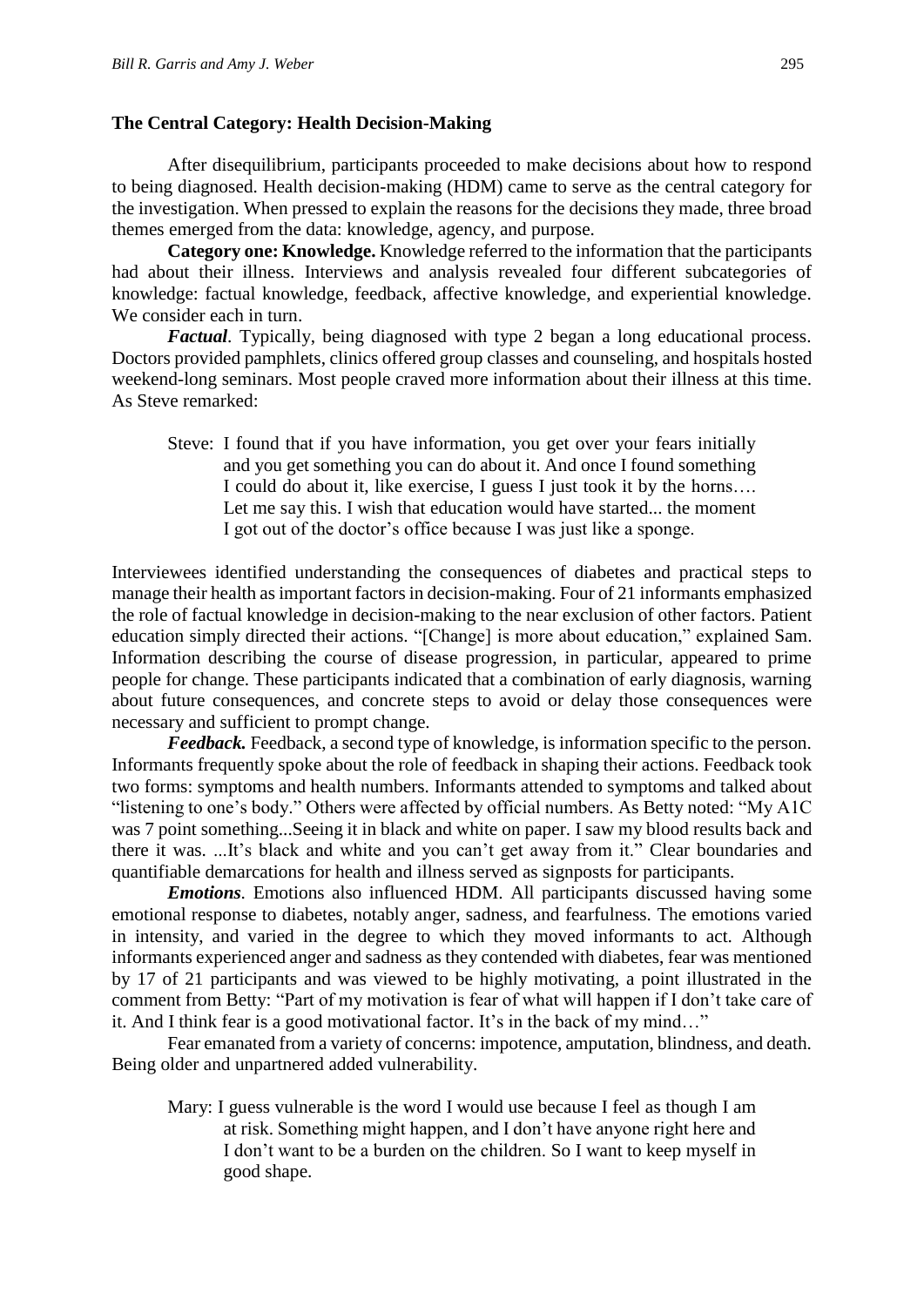### The Central Category: Health Decision-Making

After disequilibrium, participants proceeded to make decisions about how to respond to being diagnosed. Health decision-making (HDM) came to serve as the central category for the investigation. When pressed to explain the reasons for the decisions they made, three broad themes emerged from the data: knowledge, agency, and purpose.

**Category one: Knowledge.** Knowledge referred to the information that the participants had about their illness. Interviews and analysis revealed four different subcategories of knowledge: factual knowledge, feedback, affective knowledge, and experiential knowledge. We consider each in turn.

***Factual***. Typically, being diagnosed with type 2 began a long educational process. Doctors provided pamphlets, clinics offered group classes and counseling, and hospitals hosted weekend-long seminars. Most people craved more information about their illness at this time. As Steve remarked:

> Steve: I found that if you have information, you get over your fears initially and you get something you can do about it. And once I found something I could do about it, like exercise, I guess I just took it by the horns…. Let me say this. I wish that education would have started... the moment I got out of the doctor's office because I was just like a sponge.

Interviewees identified understanding the consequences of diabetes and practical steps to manage their health as important factors in decision-making. Four of 21 informants emphasized the role of factual knowledge in decision-making to the near exclusion of other factors. Patient education simply directed their actions. "[Change] is more about education," explained Sam. Information describing the course of disease progression, in particular, appeared to prime people for change. These participants indicated that a combination of early diagnosis, warning about future consequences, and concrete steps to avoid or delay those consequences were necessary and sufficient to prompt change.

***Feedback.*** Feedback, a second type of knowledge, is information specific to the person. Informants frequently spoke about the role of feedback in shaping their actions. Feedback took two forms: symptoms and health numbers. Informants attended to symptoms and talked about "listening to one's body." Others were affected by official numbers. As Betty noted: "My A1C was 7 point something...Seeing it in black and white on paper. I saw my blood results back and there it was. ...It's black and white and you can't get away from it." Clear boundaries and quantifiable demarcations for health and illness served as signposts for participants.

***Emotions***. Emotions also influenced HDM. All participants discussed having some emotional response to diabetes, notably anger, sadness, and fearfulness. The emotions varied in intensity, and varied in the degree to which they moved informants to act. Although informants experienced anger and sadness as they contended with diabetes, fear was mentioned by 17 of 21 participants and was viewed to be highly motivating, a point illustrated in the comment from Betty: "Part of my motivation is fear of what will happen if I don't take care of it. And I think fear is a good motivational factor. It's in the back of my mind…"

Fear emanated from a variety of concerns: impotence, amputation, blindness, and death. Being older and unpartnered added vulnerability.

> Mary: I guess vulnerable is the word I would use because I feel as though I am at risk. Something might happen, and I don't have anyone right here and I don't want to be a burden on the children. So I want to keep myself in good shape.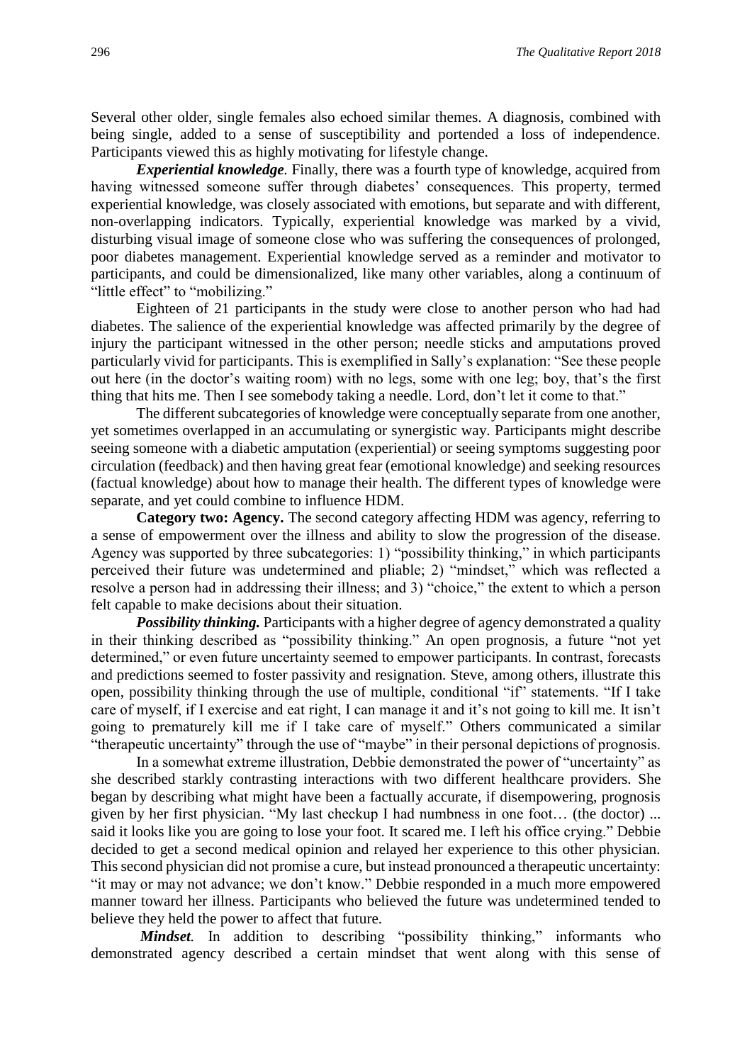Several other older, single females also echoed similar themes. A diagnosis, combined with being single, added to a sense of susceptibility and portended a loss of independence. Participants viewed this as highly motivating for lifestyle change.

***Experiential knowledge.*** Finally, there was a fourth type of knowledge, acquired from having witnessed someone suffer through diabetes' consequences. This property, termed experiential knowledge, was closely associated with emotions, but separate and with different, non-overlapping indicators. Typically, experiential knowledge was marked by a vivid, disturbing visual image of someone close who was suffering the consequences of prolonged, poor diabetes management. Experiential knowledge served as a reminder and motivator to participants, and could be dimensionalized, like many other variables, along a continuum of "little effect" to "mobilizing."

Eighteen of 21 participants in the study were close to another person who had had diabetes. The salience of the experiential knowledge was affected primarily by the degree of injury the participant witnessed in the other person; needle sticks and amputations proved particularly vivid for participants. This is exemplified in Sally's explanation: "See these people out here (in the doctor's waiting room) with no legs, some with one leg; boy, that's the first thing that hits me. Then I see somebody taking a needle. Lord, don't let it come to that."

The different subcategories of knowledge were conceptually separate from one another, yet sometimes overlapped in an accumulating or synergistic way. Participants might describe seeing someone with a diabetic amputation (experiential) or seeing symptoms suggesting poor circulation (feedback) and then having great fear (emotional knowledge) and seeking resources (factual knowledge) about how to manage their health. The different types of knowledge were separate, and yet could combine to influence HDM.

**Category two: Agency.** The second category affecting HDM was agency, referring to a sense of empowerment over the illness and ability to slow the progression of the disease. Agency was supported by three subcategories: 1) "possibility thinking," in which participants perceived their future was undetermined and pliable; 2) "mindset," which was reflected a resolve a person had in addressing their illness; and 3) "choice," the extent to which a person felt capable to make decisions about their situation.

***Possibility thinking.*** Participants with a higher degree of agency demonstrated a quality in their thinking described as "possibility thinking." An open prognosis, a future "not yet determined," or even future uncertainty seemed to empower participants. In contrast, forecasts and predictions seemed to foster passivity and resignation. Steve, among others, illustrate this open, possibility thinking through the use of multiple, conditional "if" statements. "If I take care of myself, if I exercise and eat right, I can manage it and it's not going to kill me. It isn't going to prematurely kill me if I take care of myself." Others communicated a similar "therapeutic uncertainty" through the use of "maybe" in their personal depictions of prognosis.

In a somewhat extreme illustration, Debbie demonstrated the power of "uncertainty" as she described starkly contrasting interactions with two different healthcare providers. She began by describing what might have been a factually accurate, if disempowering, prognosis given by her first physician. "My last checkup I had numbness in one foot… (the doctor) ... said it looks like you are going to lose your foot. It scared me. I left his office crying." Debbie decided to get a second medical opinion and relayed her experience to this other physician. This second physician did not promise a cure, but instead pronounced a therapeutic uncertainty: "it may or may not advance; we don't know." Debbie responded in a much more empowered manner toward her illness. Participants who believed the future was undetermined tended to believe they held the power to affect that future.

***Mindset.*** In addition to describing "possibility thinking," informants who demonstrated agency described a certain mindset that went along with this sense of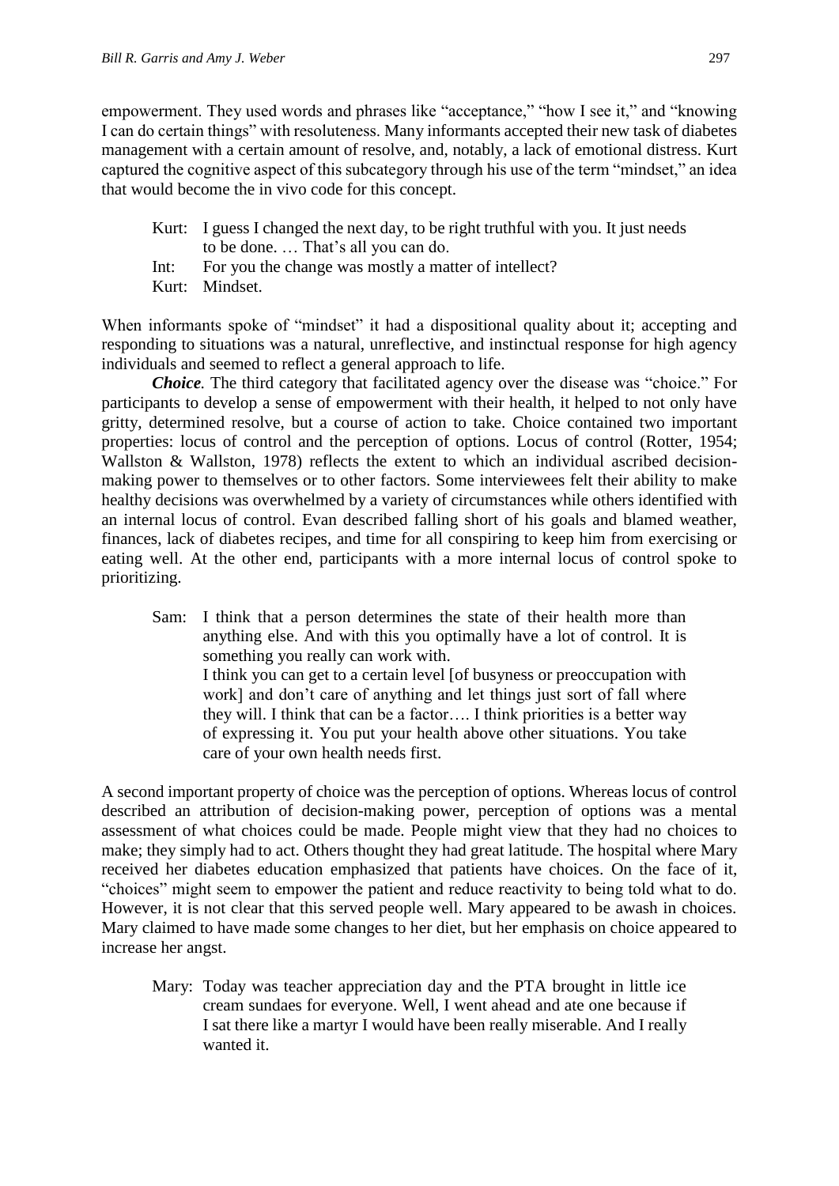empowerment. They used words and phrases like "acceptance," "how I see it," and "knowing I can do certain things" with resoluteness. Many informants accepted their new task of diabetes management with a certain amount of resolve, and, notably, a lack of emotional distress. Kurt captured the cognitive aspect of this subcategory through his use of the term "mindset," an idea that would become the in vivo code for this concept.

> Kurt: I guess I changed the next day, to be right truthful with you. It just needs to be done. … That's all you can do.
>
> Int: For you the change was mostly a matter of intellect?
>
> Kurt: Mindset.

When informants spoke of "mindset" it had a dispositional quality about it; accepting and responding to situations was a natural, unreflective, and instinctual response for high agency individuals and seemed to reflect a general approach to life.

***Choice.*** The third category that facilitated agency over the disease was "choice." For participants to develop a sense of empowerment with their health, it helped to not only have gritty, determined resolve, but a course of action to take. Choice contained two important properties: locus of control and the perception of options. Locus of control (Rotter, 1954; Wallston & Wallston, 1978) reflects the extent to which an individual ascribed decision-making power to themselves or to other factors. Some interviewees felt their ability to make healthy decisions was overwhelmed by a variety of circumstances while others identified with an internal locus of control. Evan described falling short of his goals and blamed weather, finances, lack of diabetes recipes, and time for all conspiring to keep him from exercising or eating well. At the other end, participants with a more internal locus of control spoke to prioritizing.

> Sam: I think that a person determines the state of their health more than anything else. And with this you optimally have a lot of control. It is something you really can work with.
>
> I think you can get to a certain level [of busyness or preoccupation with work] and don't care of anything and let things just sort of fall where they will. I think that can be a factor…. I think priorities is a better way of expressing it. You put your health above other situations. You take care of your own health needs first.

A second important property of choice was the perception of options. Whereas locus of control described an attribution of decision-making power, perception of options was a mental assessment of what choices could be made. People might view that they had no choices to make; they simply had to act. Others thought they had great latitude. The hospital where Mary received her diabetes education emphasized that patients have choices. On the face of it, "choices" might seem to empower the patient and reduce reactivity to being told what to do. However, it is not clear that this served people well. Mary appeared to be awash in choices. Mary claimed to have made some changes to her diet, but her emphasis on choice appeared to increase her angst.

> Mary: Today was teacher appreciation day and the PTA brought in little ice cream sundaes for everyone. Well, I went ahead and ate one because if I sat there like a martyr I would have been really miserable. And I really wanted it.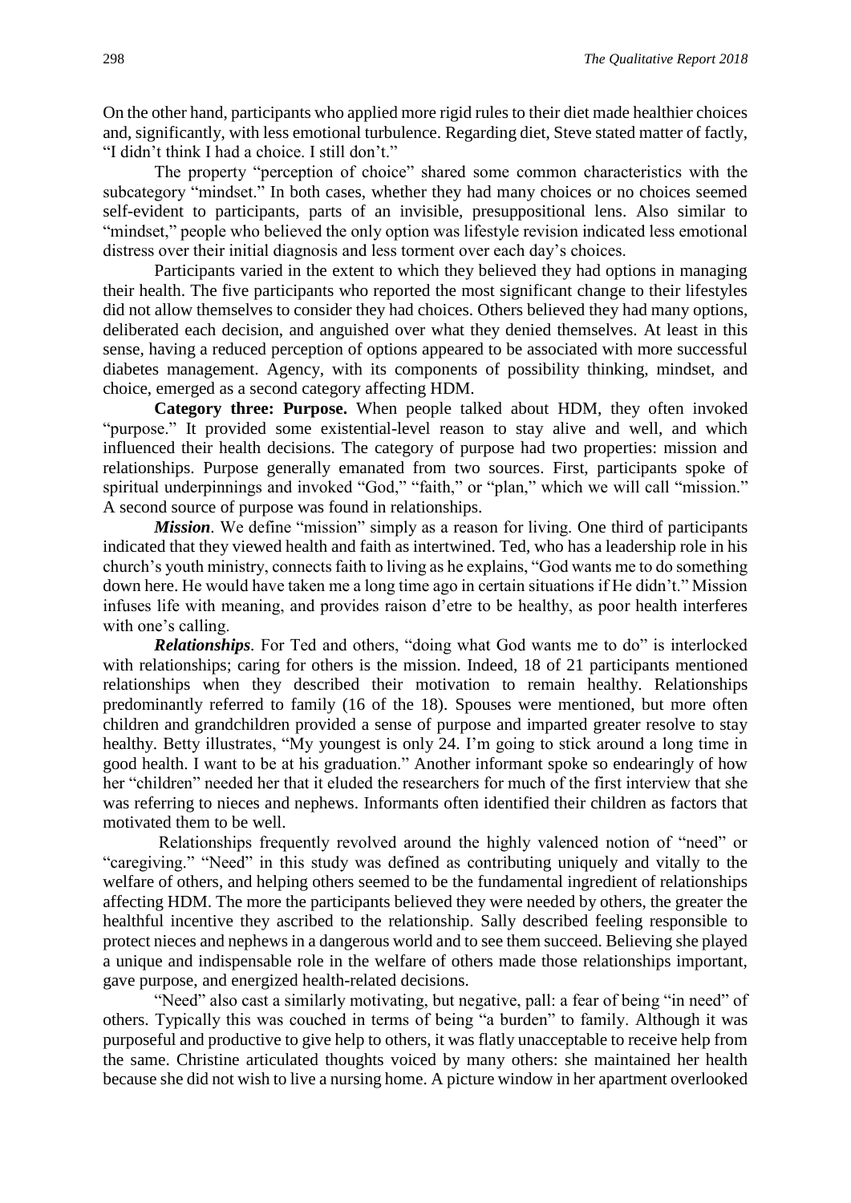On the other hand, participants who applied more rigid rules to their diet made healthier choices and, significantly, with less emotional turbulence. Regarding diet, Steve stated matter of factly, "I didn't think I had a choice. I still don't."

The property "perception of choice" shared some common characteristics with the subcategory "mindset." In both cases, whether they had many choices or no choices seemed self-evident to participants, parts of an invisible, presuppositional lens. Also similar to "mindset," people who believed the only option was lifestyle revision indicated less emotional distress over their initial diagnosis and less torment over each day's choices.

Participants varied in the extent to which they believed they had options in managing their health. The five participants who reported the most significant change to their lifestyles did not allow themselves to consider they had choices. Others believed they had many options, deliberated each decision, and anguished over what they denied themselves. At least in this sense, having a reduced perception of options appeared to be associated with more successful diabetes management. Agency, with its components of possibility thinking, mindset, and choice, emerged as a second category affecting HDM.

**Category three: Purpose.** When people talked about HDM, they often invoked "purpose." It provided some existential-level reason to stay alive and well, and which influenced their health decisions. The category of purpose had two properties: mission and relationships. Purpose generally emanated from two sources. First, participants spoke of spiritual underpinnings and invoked "God," "faith," or "plan," which we will call "mission." A second source of purpose was found in relationships.

***Mission***. We define "mission" simply as a reason for living. One third of participants indicated that they viewed health and faith as intertwined. Ted, who has a leadership role in his church's youth ministry, connects faith to living as he explains, "God wants me to do something down here. He would have taken me a long time ago in certain situations if He didn't." Mission infuses life with meaning, and provides raison d'etre to be healthy, as poor health interferes with one's calling.

***Relationships***. For Ted and others, "doing what God wants me to do" is interlocked with relationships; caring for others is the mission. Indeed, 18 of 21 participants mentioned relationships when they described their motivation to remain healthy. Relationships predominantly referred to family (16 of the 18). Spouses were mentioned, but more often children and grandchildren provided a sense of purpose and imparted greater resolve to stay healthy. Betty illustrates, "My youngest is only 24. I'm going to stick around a long time in good health. I want to be at his graduation." Another informant spoke so endearingly of how her "children" needed her that it eluded the researchers for much of the first interview that she was referring to nieces and nephews. Informants often identified their children as factors that motivated them to be well.

Relationships frequently revolved around the highly valenced notion of "need" or "caregiving." "Need" in this study was defined as contributing uniquely and vitally to the welfare of others, and helping others seemed to be the fundamental ingredient of relationships affecting HDM. The more the participants believed they were needed by others, the greater the healthful incentive they ascribed to the relationship. Sally described feeling responsible to protect nieces and nephews in a dangerous world and to see them succeed. Believing she played a unique and indispensable role in the welfare of others made those relationships important, gave purpose, and energized health-related decisions.

"Need" also cast a similarly motivating, but negative, pall: a fear of being "in need" of others. Typically this was couched in terms of being "a burden" to family. Although it was purposeful and productive to give help to others, it was flatly unacceptable to receive help from the same. Christine articulated thoughts voiced by many others: she maintained her health because she did not wish to live a nursing home. A picture window in her apartment overlooked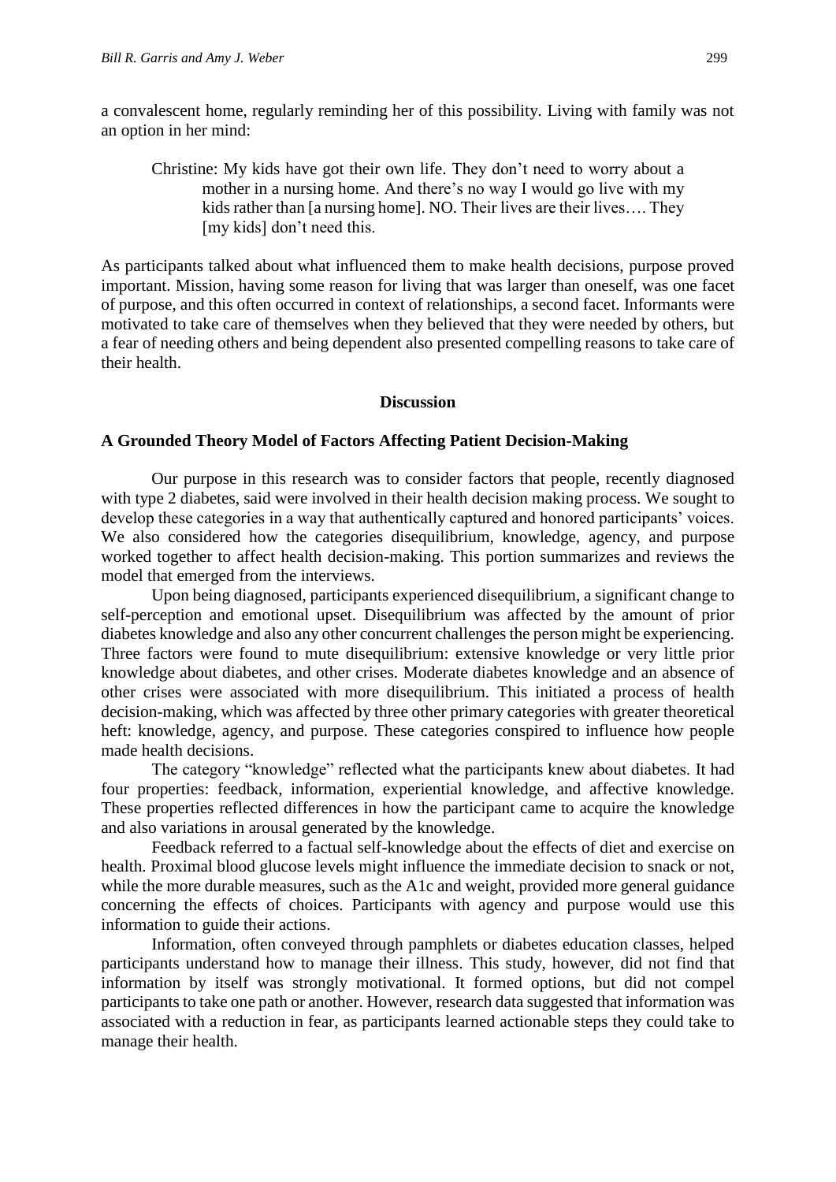a convalescent home, regularly reminding her of this possibility. Living with family was not an option in her mind:

> Christine: My kids have got their own life. They don't need to worry about a mother in a nursing home. And there's no way I would go live with my kids rather than [a nursing home]. NO. Their lives are their lives…. They [my kids] don't need this.

As participants talked about what influenced them to make health decisions, purpose proved important. Mission, having some reason for living that was larger than oneself, was one facet of purpose, and this often occurred in context of relationships, a second facet. Informants were motivated to take care of themselves when they believed that they were needed by others, but a fear of needing others and being dependent also presented compelling reasons to take care of their health.

## Discussion

### A Grounded Theory Model of Factors Affecting Patient Decision-Making

Our purpose in this research was to consider factors that people, recently diagnosed with type 2 diabetes, said were involved in their health decision making process. We sought to develop these categories in a way that authentically captured and honored participants' voices. We also considered how the categories disequilibrium, knowledge, agency, and purpose worked together to affect health decision-making. This portion summarizes and reviews the model that emerged from the interviews.

Upon being diagnosed, participants experienced disequilibrium, a significant change to self-perception and emotional upset. Disequilibrium was affected by the amount of prior diabetes knowledge and also any other concurrent challenges the person might be experiencing. Three factors were found to mute disequilibrium: extensive knowledge or very little prior knowledge about diabetes, and other crises. Moderate diabetes knowledge and an absence of other crises were associated with more disequilibrium. This initiated a process of health decision-making, which was affected by three other primary categories with greater theoretical heft: knowledge, agency, and purpose. These categories conspired to influence how people made health decisions.

The category "knowledge" reflected what the participants knew about diabetes. It had four properties: feedback, information, experiential knowledge, and affective knowledge. These properties reflected differences in how the participant came to acquire the knowledge and also variations in arousal generated by the knowledge.

Feedback referred to a factual self-knowledge about the effects of diet and exercise on health. Proximal blood glucose levels might influence the immediate decision to snack or not, while the more durable measures, such as the A1c and weight, provided more general guidance concerning the effects of choices. Participants with agency and purpose would use this information to guide their actions.

Information, often conveyed through pamphlets or diabetes education classes, helped participants understand how to manage their illness. This study, however, did not find that information by itself was strongly motivational. It formed options, but did not compel participants to take one path or another. However, research data suggested that information was associated with a reduction in fear, as participants learned actionable steps they could take to manage their health.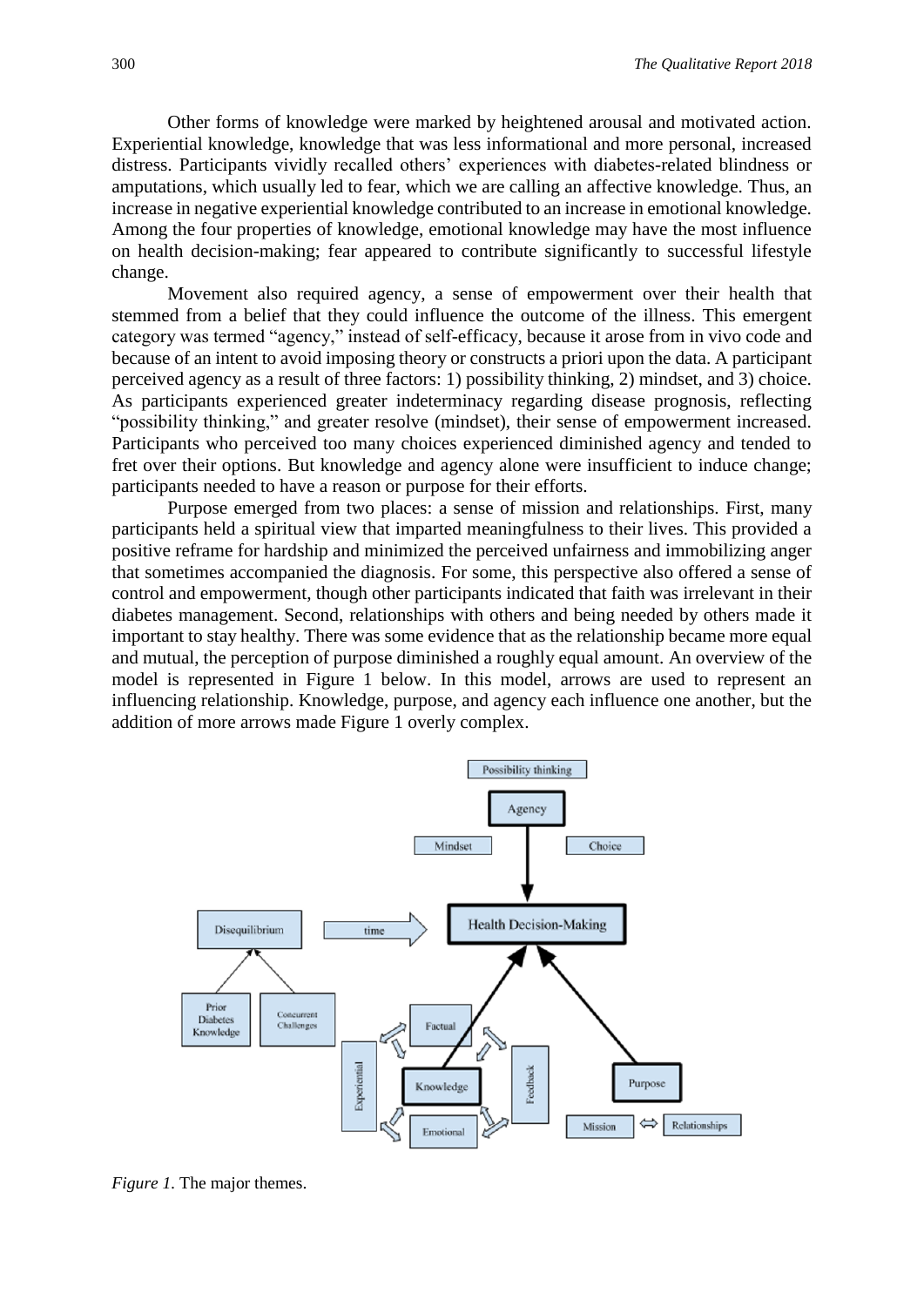Other forms of knowledge were marked by heightened arousal and motivated action. Experiential knowledge, knowledge that was less informational and more personal, increased distress. Participants vividly recalled others' experiences with diabetes-related blindness or amputations, which usually led to fear, which we are calling an affective knowledge. Thus, an increase in negative experiential knowledge contributed to an increase in emotional knowledge. Among the four properties of knowledge, emotional knowledge may have the most influence on health decision-making; fear appeared to contribute significantly to successful lifestyle change.

Movement also required agency, a sense of empowerment over their health that stemmed from a belief that they could influence the outcome of the illness. This emergent category was termed "agency," instead of self-efficacy, because it arose from in vivo code and because of an intent to avoid imposing theory or constructs a priori upon the data. A participant perceived agency as a result of three factors: 1) possibility thinking, 2) mindset, and 3) choice. As participants experienced greater indeterminacy regarding disease prognosis, reflecting "possibility thinking," and greater resolve (mindset), their sense of empowerment increased. Participants who perceived too many choices experienced diminished agency and tended to fret over their options. But knowledge and agency alone were insufficient to induce change; participants needed to have a reason or purpose for their efforts.

Purpose emerged from two places: a sense of mission and relationships. First, many participants held a spiritual view that imparted meaningfulness to their lives. This provided a positive reframe for hardship and minimized the perceived unfairness and immobilizing anger that sometimes accompanied the diagnosis. For some, this perspective also offered a sense of control and empowerment, though other participants indicated that faith was irrelevant in their diabetes management. Second, relationships with others and being needed by others made it important to stay healthy. There was some evidence that as the relationship became more equal and mutual, the perception of purpose diminished a roughly equal amount. An overview of the model is represented in Figure 1 below. In this model, arrows are used to represent an influencing relationship. Knowledge, purpose, and agency each influence one another, but the addition of more arrows made Figure 1 overly complex.

*Figure 1.* The major themes.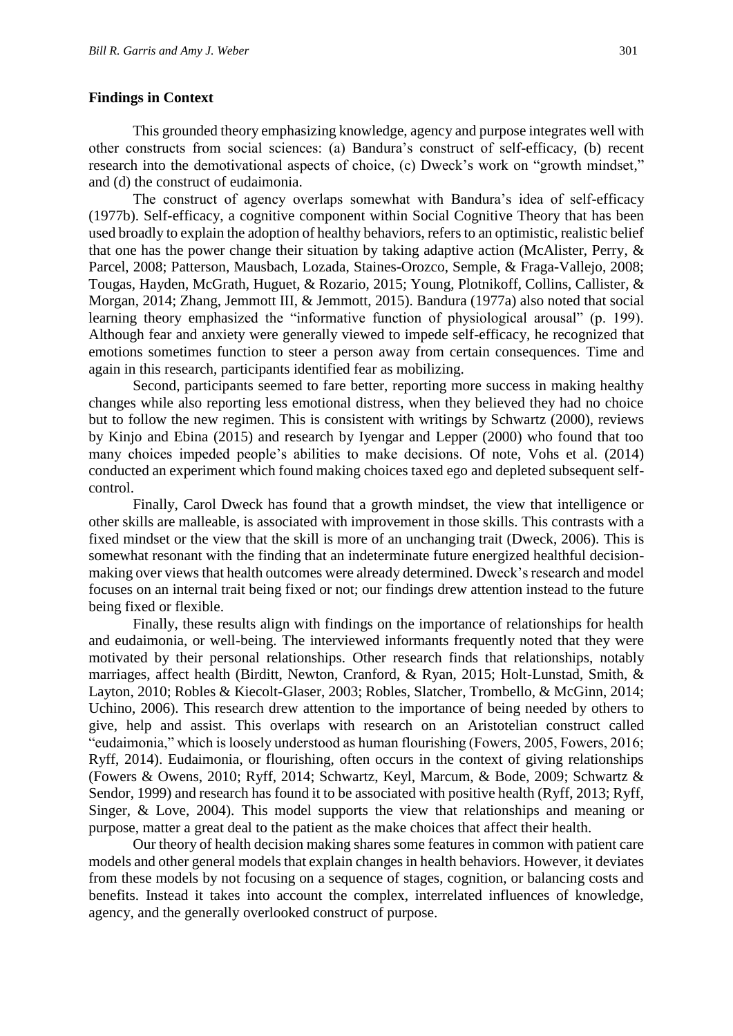**Findings in Context**

This grounded theory emphasizing knowledge, agency and purpose integrates well with other constructs from social sciences: (a) Bandura's construct of self-efficacy, (b) recent research into the demotivational aspects of choice, (c) Dweck's work on "growth mindset," and (d) the construct of eudaimonia.

The construct of agency overlaps somewhat with Bandura's idea of self-efficacy (1977b). Self-efficacy, a cognitive component within Social Cognitive Theory that has been used broadly to explain the adoption of healthy behaviors, refers to an optimistic, realistic belief that one has the power change their situation by taking adaptive action (McAlister, Perry, & Parcel, 2008; Patterson, Mausbach, Lozada, Staines-Orozco, Semple, & Fraga-Vallejo, 2008; Tougas, Hayden, McGrath, Huguet, & Rozario, 2015; Young, Plotnikoff, Collins, Callister, & Morgan, 2014; Zhang, Jemmott III, & Jemmott, 2015). Bandura (1977a) also noted that social learning theory emphasized the "informative function of physiological arousal" (p. 199). Although fear and anxiety were generally viewed to impede self-efficacy, he recognized that emotions sometimes function to steer a person away from certain consequences. Time and again in this research, participants identified fear as mobilizing.

Second, participants seemed to fare better, reporting more success in making healthy changes while also reporting less emotional distress, when they believed they had no choice but to follow the new regimen. This is consistent with writings by Schwartz (2000), reviews by Kinjo and Ebina (2015) and research by Iyengar and Lepper (2000) who found that too many choices impeded people's abilities to make decisions. Of note, Vohs et al. (2014) conducted an experiment which found making choices taxed ego and depleted subsequent self-control.

Finally, Carol Dweck has found that a growth mindset, the view that intelligence or other skills are malleable, is associated with improvement in those skills. This contrasts with a fixed mindset or the view that the skill is more of an unchanging trait (Dweck, 2006). This is somewhat resonant with the finding that an indeterminate future energized healthful decision-making over views that health outcomes were already determined. Dweck's research and model focuses on an internal trait being fixed or not; our findings drew attention instead to the future being fixed or flexible.

Finally, these results align with findings on the importance of relationships for health and eudaimonia, or well-being. The interviewed informants frequently noted that they were motivated by their personal relationships. Other research finds that relationships, notably marriages, affect health (Birditt, Newton, Cranford, & Ryan, 2015; Holt-Lunstad, Smith, & Layton, 2010; Robles & Kiecolt-Glaser, 2003; Robles, Slatcher, Trombello, & McGinn, 2014; Uchino, 2006). This research drew attention to the importance of being needed by others to give, help and assist. This overlaps with research on an Aristotelian construct called "eudaimonia," which is loosely understood as human flourishing (Fowers, 2005, Fowers, 2016; Ryff, 2014). Eudaimonia, or flourishing, often occurs in the context of giving relationships (Fowers & Owens, 2010; Ryff, 2014; Schwartz, Keyl, Marcum, & Bode, 2009; Schwartz & Sendor, 1999) and research has found it to be associated with positive health (Ryff, 2013; Ryff, Singer, & Love, 2004). This model supports the view that relationships and meaning or purpose, matter a great deal to the patient as the make choices that affect their health.

Our theory of health decision making shares some features in common with patient care models and other general models that explain changes in health behaviors. However, it deviates from these models by not focusing on a sequence of stages, cognition, or balancing costs and benefits. Instead it takes into account the complex, interrelated influences of knowledge, agency, and the generally overlooked construct of purpose.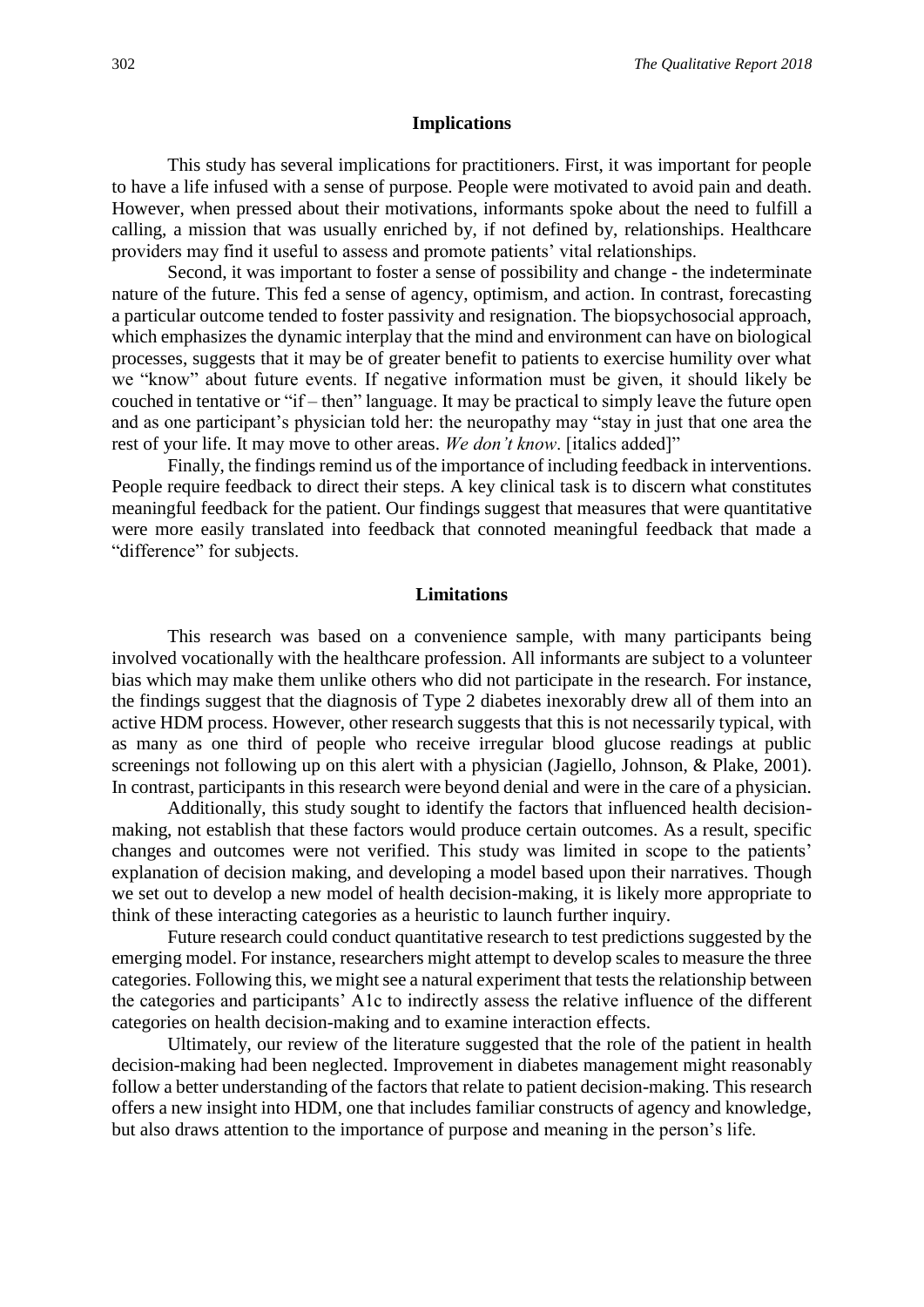## Implications

This study has several implications for practitioners. First, it was important for people to have a life infused with a sense of purpose. People were motivated to avoid pain and death. However, when pressed about their motivations, informants spoke about the need to fulfill a calling, a mission that was usually enriched by, if not defined by, relationships. Healthcare providers may find it useful to assess and promote patients' vital relationships.

Second, it was important to foster a sense of possibility and change - the indeterminate nature of the future. This fed a sense of agency, optimism, and action. In contrast, forecasting a particular outcome tended to foster passivity and resignation. The biopsychosocial approach, which emphasizes the dynamic interplay that the mind and environment can have on biological processes, suggests that it may be of greater benefit to patients to exercise humility over what we "know" about future events. If negative information must be given, it should likely be couched in tentative or "if – then" language. It may be practical to simply leave the future open and as one participant's physician told her: the neuropathy may "stay in just that one area the rest of your life. It may move to other areas. *We don't know*. [italics added]"

Finally, the findings remind us of the importance of including feedback in interventions. People require feedback to direct their steps. A key clinical task is to discern what constitutes meaningful feedback for the patient. Our findings suggest that measures that were quantitative were more easily translated into feedback that connoted meaningful feedback that made a "difference" for subjects.

## Limitations

This research was based on a convenience sample, with many participants being involved vocationally with the healthcare profession. All informants are subject to a volunteer bias which may make them unlike others who did not participate in the research. For instance, the findings suggest that the diagnosis of Type 2 diabetes inexorably drew all of them into an active HDM process. However, other research suggests that this is not necessarily typical, with as many as one third of people who receive irregular blood glucose readings at public screenings not following up on this alert with a physician (Jagiello, Johnson, & Plake, 2001). In contrast, participants in this research were beyond denial and were in the care of a physician.

Additionally, this study sought to identify the factors that influenced health decision-making, not establish that these factors would produce certain outcomes. As a result, specific changes and outcomes were not verified. This study was limited in scope to the patients' explanation of decision making, and developing a model based upon their narratives. Though we set out to develop a new model of health decision-making, it is likely more appropriate to think of these interacting categories as a heuristic to launch further inquiry.

Future research could conduct quantitative research to test predictions suggested by the emerging model. For instance, researchers might attempt to develop scales to measure the three categories. Following this, we might see a natural experiment that tests the relationship between the categories and participants' A1c to indirectly assess the relative influence of the different categories on health decision-making and to examine interaction effects.

Ultimately, our review of the literature suggested that the role of the patient in health decision-making had been neglected. Improvement in diabetes management might reasonably follow a better understanding of the factors that relate to patient decision-making. This research offers a new insight into HDM, one that includes familiar constructs of agency and knowledge, but also draws attention to the importance of purpose and meaning in the person's life.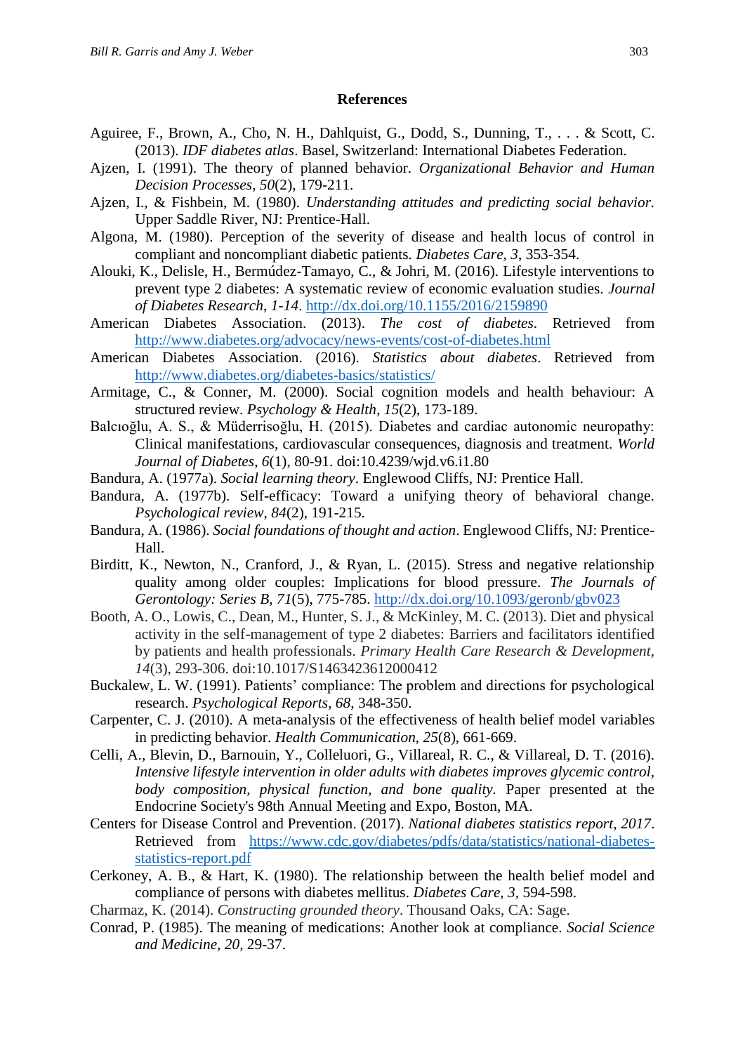## References

Aguiree, F., Brown, A., Cho, N. H., Dahlquist, G., Dodd, S., Dunning, T., . . . & Scott, C. (2013). *IDF diabetes atlas*. Basel, Switzerland: International Diabetes Federation.

Ajzen, I. (1991). The theory of planned behavior. *Organizational Behavior and Human Decision Processes*, *50*(2), 179-211.

Ajzen, I., & Fishbein, M. (1980). *Understanding attitudes and predicting social behavior.* Upper Saddle River, NJ: Prentice-Hall.

Algona, M. (1980). Perception of the severity of disease and health locus of control in compliant and noncompliant diabetic patients. *Diabetes Care, 3*, 353-354.

Alouki, K., Delisle, H., Bermúdez-Tamayo, C., & Johri, M. (2016). Lifestyle interventions to prevent type 2 diabetes: A systematic review of economic evaluation studies. *Journal of Diabetes Research*, *1-14*. http://dx.doi.org/10.1155/2016/2159890

American Diabetes Association. (2013). *The cost of diabetes*. Retrieved from http://www.diabetes.org/advocacy/news-events/cost-of-diabetes.html

American Diabetes Association. (2016). *Statistics about diabetes*. Retrieved from http://www.diabetes.org/diabetes-basics/statistics/

Armitage, C., & Conner, M. (2000). Social cognition models and health behaviour: A structured review. *Psychology & Health*, *15*(2), 173-189.

Balcıoğlu, A. S., & Müderrisoğlu, H. (2015). Diabetes and cardiac autonomic neuropathy: Clinical manifestations, cardiovascular consequences, diagnosis and treatment. *World Journal of Diabetes, 6*(1), 80-91. doi:10.4239/wjd.v6.i1.80

Bandura, A. (1977a). *Social learning theory*. Englewood Cliffs, NJ: Prentice Hall.

Bandura, A. (1977b). Self-efficacy: Toward a unifying theory of behavioral change. *Psychological review*, *84*(2), 191-215.

Bandura, A. (1986). *Social foundations of thought and action*. Englewood Cliffs, NJ: Prentice-Hall.

Birditt, K., Newton, N., Cranford, J., & Ryan, L. (2015). Stress and negative relationship quality among older couples: Implications for blood pressure. *The Journals of Gerontology: Series B, 71*(5), 775-785. http://dx.doi.org/10.1093/geronb/gbv023

Booth, A. O., Lowis, C., Dean, M., Hunter, S. J., & McKinley, M. C. (2013). Diet and physical activity in the self-management of type 2 diabetes: Barriers and facilitators identified by patients and health professionals. *Primary Health Care Research & Development*, *14*(3), 293-306. doi:10.1017/S1463423612000412

Buckalew, L. W. (1991). Patients' compliance: The problem and directions for psychological research. *Psychological Reports, 68*, 348-350.

Carpenter, C. J. (2010). A meta-analysis of the effectiveness of health belief model variables in predicting behavior. *Health Communication, 25*(8), 661-669.

Celli, A., Blevin, D., Barnouin, Y., Colleluori, G., Villareal, R. C., & Villareal, D. T. (2016). *Intensive lifestyle intervention in older adults with diabetes improves glycemic control, body composition, physical function, and bone quality.* Paper presented at the Endocrine Society's 98th Annual Meeting and Expo, Boston, MA.

Centers for Disease Control and Prevention. (2017). *National diabetes statistics report, 2017*. Retrieved from https://www.cdc.gov/diabetes/pdfs/data/statistics/national-diabetes-statistics-report.pdf

Cerkoney, A. B., & Hart, K. (1980). The relationship between the health belief model and compliance of persons with diabetes mellitus. *Diabetes Care, 3*, 594-598.

Charmaz, K. (2014). *Constructing grounded theory*. Thousand Oaks, CA: Sage.

Conrad, P. (1985). The meaning of medications: Another look at compliance. *Social Science and Medicine, 20*, 29-37.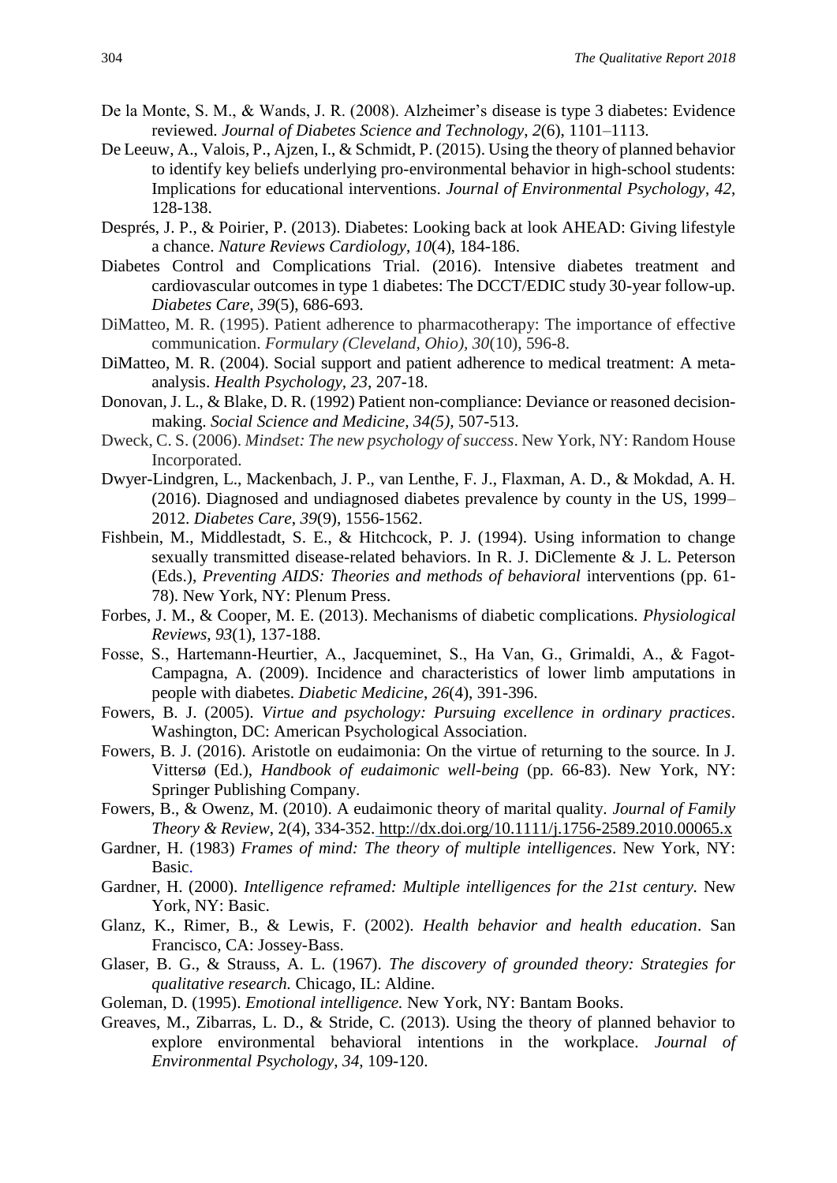De la Monte, S. M., & Wands, J. R. (2008). Alzheimer's disease is type 3 diabetes: Evidence reviewed. *Journal of Diabetes Science and Technology*, *2*(6), 1101–1113.

De Leeuw, A., Valois, P., Ajzen, I., & Schmidt, P. (2015). Using the theory of planned behavior to identify key beliefs underlying pro-environmental behavior in high-school students: Implications for educational interventions. *Journal of Environmental Psychology*, *42*, 128-138.

Després, J. P., & Poirier, P. (2013). Diabetes: Looking back at look AHEAD: Giving lifestyle a chance. *Nature Reviews Cardiology*, *10*(4), 184-186.

Diabetes Control and Complications Trial. (2016). Intensive diabetes treatment and cardiovascular outcomes in type 1 diabetes: The DCCT/EDIC study 30-year follow-up. *Diabetes Care*, *39*(5), 686-693.

DiMatteo, M. R. (1995). Patient adherence to pharmacotherapy: The importance of effective communication. *Formulary (Cleveland, Ohio)*, *30*(10), 596-8.

DiMatteo, M. R. (2004). Social support and patient adherence to medical treatment: A meta-analysis. *Health Psychology*, *23*, 207-18.

Donovan, J. L., & Blake, D. R. (1992) Patient non-compliance: Deviance or reasoned decision-making. *Social Science and Medicine, 34(5)*, 507-513.

Dweck, C. S. (2006). *Mindset: The new psychology of success*. New York, NY: Random House Incorporated.

Dwyer-Lindgren, L., Mackenbach, J. P., van Lenthe, F. J., Flaxman, A. D., & Mokdad, A. H. (2016). Diagnosed and undiagnosed diabetes prevalence by county in the US, 1999–2012. *Diabetes Care*, *39*(9), 1556-1562.

Fishbein, M., Middlestadt, S. E., & Hitchcock, P. J. (1994). Using information to change sexually transmitted disease-related behaviors. In R. J. DiClemente & J. L. Peterson (Eds.), *Preventing AIDS: Theories and methods of behavioral* interventions (pp. 61-78). New York, NY: Plenum Press.

Forbes, J. M., & Cooper, M. E. (2013). Mechanisms of diabetic complications. *Physiological Reviews*, *93*(1), 137-188.

Fosse, S., Hartemann-Heurtier, A., Jacqueminet, S., Ha Van, G., Grimaldi, A., & Fagot-Campagna, A. (2009). Incidence and characteristics of lower limb amputations in people with diabetes. *Diabetic Medicine*, *26*(4), 391-396.

Fowers, B. J. (2005). *Virtue and psychology: Pursuing excellence in ordinary practices*. Washington, DC: American Psychological Association.

Fowers, B. J. (2016). Aristotle on eudaimonia: On the virtue of returning to the source. In J. Vittersø (Ed.), *Handbook of eudaimonic well-being* (pp. 66-83). New York, NY: Springer Publishing Company.

Fowers, B., & Owenz, M. (2010). A eudaimonic theory of marital quality. *Journal of Family Theory & Review*, 2(4), 334-352. http://dx.doi.org/10.1111/j.1756-2589.2010.00065.x

Gardner, H. (1983) *Frames of mind: The theory of multiple intelligences*. New York, NY: Basic.

Gardner, H. (2000). *Intelligence reframed: Multiple intelligences for the 21st century.* New York, NY: Basic.

Glanz, K., Rimer, B., & Lewis, F. (2002). *Health behavior and health education*. San Francisco, CA: Jossey-Bass.

Glaser, B. G., & Strauss, A. L. (1967). *The discovery of grounded theory: Strategies for qualitative research.* Chicago, IL: Aldine.

Goleman, D. (1995). *Emotional intelligence.* New York, NY: Bantam Books.

Greaves, M., Zibarras, L. D., & Stride, C. (2013). Using the theory of planned behavior to explore environmental behavioral intentions in the workplace. *Journal of Environmental Psychology*, *34*, 109-120.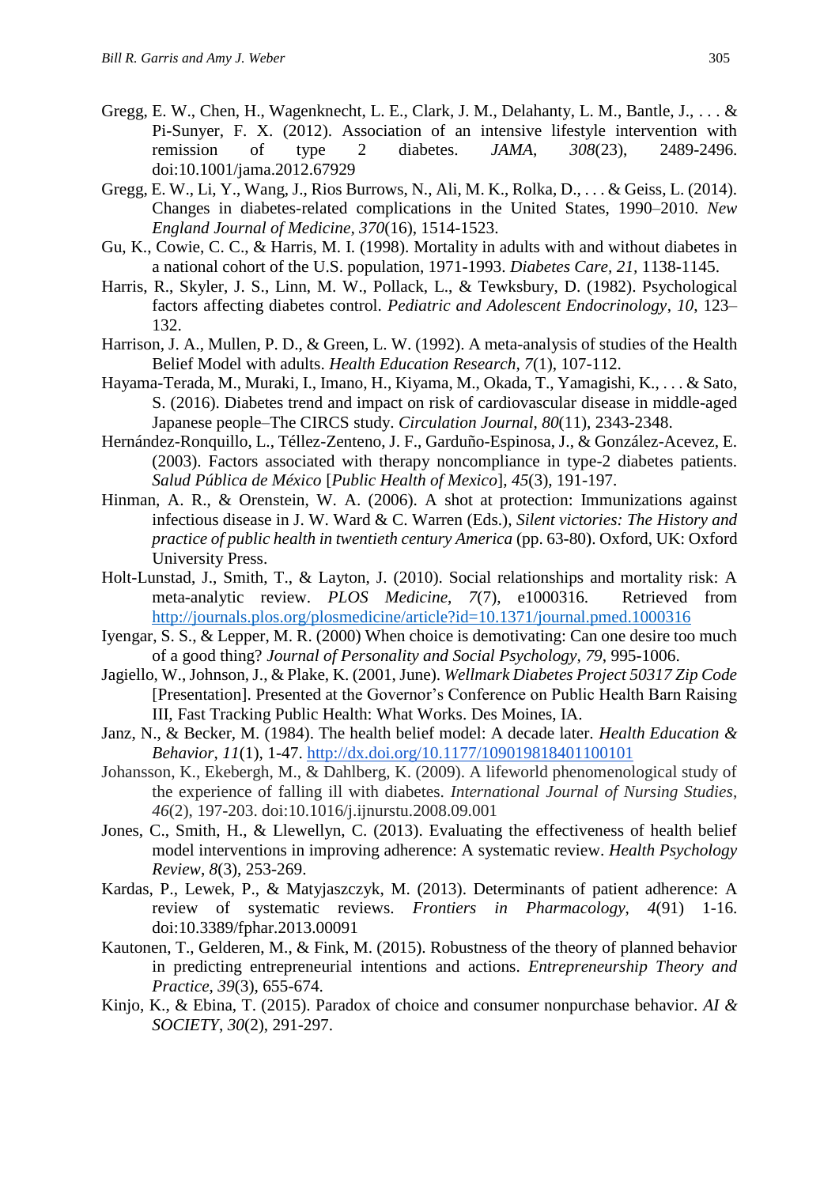Gregg, E. W., Chen, H., Wagenknecht, L. E., Clark, J. M., Delahanty, L. M., Bantle, J., . . . & Pi-Sunyer, F. X. (2012). Association of an intensive lifestyle intervention with remission of type 2 diabetes. *JAMA*, *308*(23), 2489-2496. doi:10.1001/jama.2012.67929

Gregg, E. W., Li, Y., Wang, J., Rios Burrows, N., Ali, M. K., Rolka, D., . . . & Geiss, L. (2014). Changes in diabetes-related complications in the United States, 1990–2010. *New England Journal of Medicine*, *370*(16), 1514-1523.

Gu, K., Cowie, C. C., & Harris, M. I. (1998). Mortality in adults with and without diabetes in a national cohort of the U.S. population, 1971-1993. *Diabetes Care, 21*, 1138-1145.

Harris, R., Skyler, J. S., Linn, M. W., Pollack, L., & Tewksbury, D. (1982). Psychological factors affecting diabetes control. *Pediatric and Adolescent Endocrinology*, *10*, 123–132.

Harrison, J. A., Mullen, P. D., & Green, L. W. (1992). A meta-analysis of studies of the Health Belief Model with adults. *Health Education Research, 7*(1), 107-112.

Hayama-Terada, M., Muraki, I., Imano, H., Kiyama, M., Okada, T., Yamagishi, K., . . . & Sato, S. (2016). Diabetes trend and impact on risk of cardiovascular disease in middle-aged Japanese people–The CIRCS study. *Circulation Journal*, *80*(11), 2343-2348.

Hernández-Ronquillo, L., Téllez-Zenteno, J. F., Garduño-Espinosa, J., & González-Acevez, E. (2003). Factors associated with therapy noncompliance in type-2 diabetes patients. *Salud Pública de México* [*Public Health of Mexico*], *45*(3), 191-197.

Hinman, A. R., & Orenstein, W. A. (2006). A shot at protection: Immunizations against infectious disease in J. W. Ward & C. Warren (Eds.), *Silent victories: The History and practice of public health in twentieth century America* (pp. 63-80). Oxford, UK: Oxford University Press.

Holt-Lunstad, J., Smith, T., & Layton, J. (2010). Social relationships and mortality risk: A meta-analytic review. *PLOS Medicine*, *7*(7), e1000316. Retrieved from http://journals.plos.org/plosmedicine/article?id=10.1371/journal.pmed.1000316

Iyengar, S. S., & Lepper, M. R. (2000) When choice is demotivating: Can one desire too much of a good thing? *Journal of Personality and Social Psychology, 79*, 995-1006.

Jagiello, W., Johnson, J., & Plake, K. (2001, June). *Wellmark Diabetes Project 50317 Zip Code* [Presentation]. Presented at the Governor's Conference on Public Health Barn Raising III, Fast Tracking Public Health: What Works. Des Moines, IA.

Janz, N., & Becker, M. (1984). The health belief model: A decade later. *Health Education & Behavior*, *11*(1), 1-47. http://dx.doi.org/10.1177/109019818401100101

Johansson, K., Ekebergh, M., & Dahlberg, K. (2009). A lifeworld phenomenological study of the experience of falling ill with diabetes. *International Journal of Nursing Studies*, *46*(2), 197-203. doi:10.1016/j.ijnurstu.2008.09.001

Jones, C., Smith, H., & Llewellyn, C. (2013). Evaluating the effectiveness of health belief model interventions in improving adherence: A systematic review. *Health Psychology Review*, *8*(3), 253-269.

Kardas, P., Lewek, P., & Matyjaszczyk, M. (2013). Determinants of patient adherence: A review of systematic reviews. *Frontiers in Pharmacology*, *4*(91) 1-16. doi:10.3389/fphar.2013.00091

Kautonen, T., Gelderen, M., & Fink, M. (2015). Robustness of the theory of planned behavior in predicting entrepreneurial intentions and actions. *Entrepreneurship Theory and Practice*, *39*(3), 655-674.

Kinjo, K., & Ebina, T. (2015). Paradox of choice and consumer nonpurchase behavior. *AI & SOCIETY*, *30*(2), 291-297.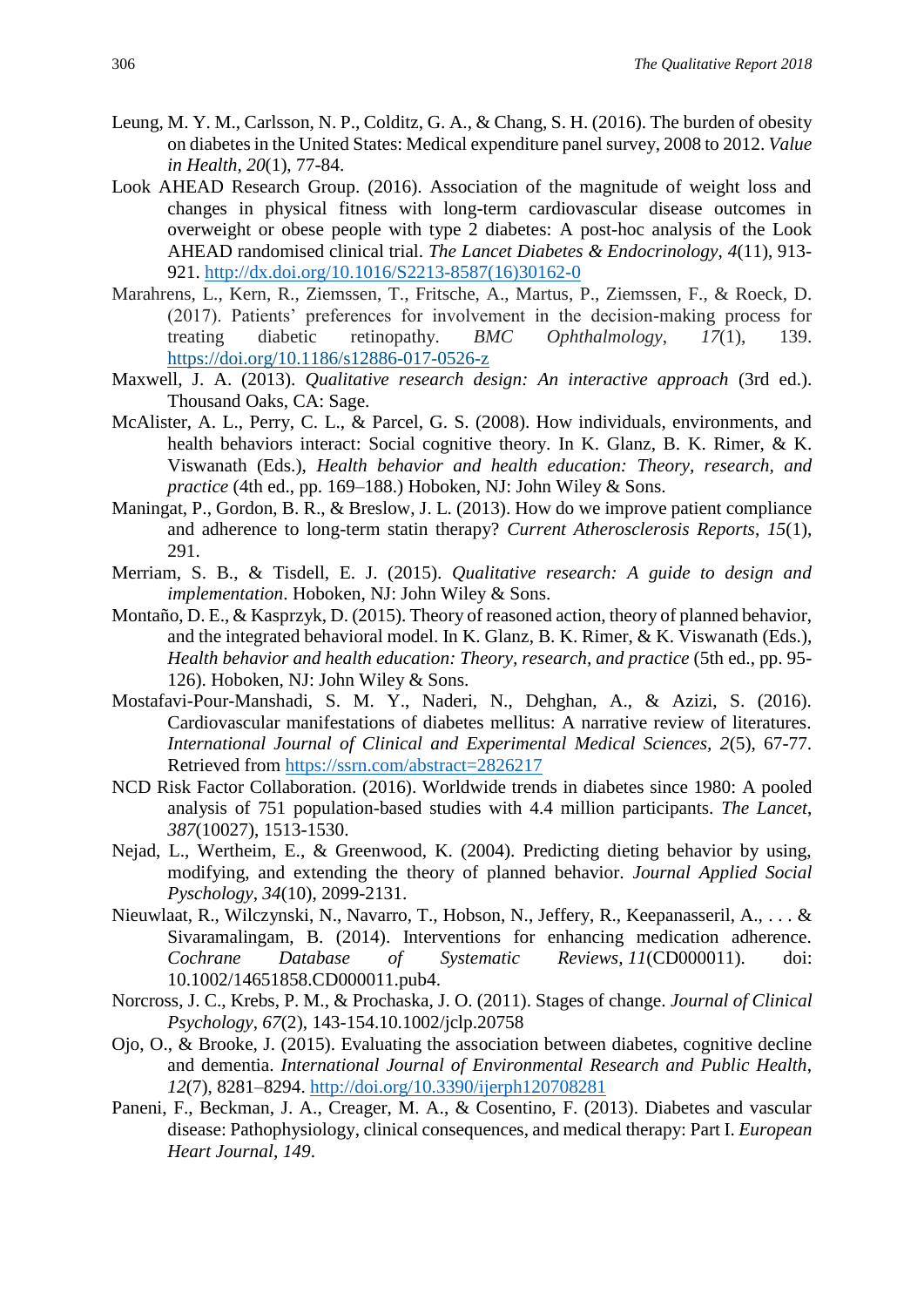Leung, M. Y. M., Carlsson, N. P., Colditz, G. A., & Chang, S. H. (2016). The burden of obesity on diabetes in the United States: Medical expenditure panel survey, 2008 to 2012. *Value in Health, 20*(1), 77-84.

Look AHEAD Research Group. (2016). Association of the magnitude of weight loss and changes in physical fitness with long-term cardiovascular disease outcomes in overweight or obese people with type 2 diabetes: A post-hoc analysis of the Look AHEAD randomised clinical trial. *The Lancet Diabetes & Endocrinology*, *4*(11), 913-921. http://dx.doi.org/10.1016/S2213-8587(16)30162-0

Marahrens, L., Kern, R., Ziemssen, T., Fritsche, A., Martus, P., Ziemssen, F., & Roeck, D. (2017). Patients' preferences for involvement in the decision-making process for treating diabetic retinopathy. *BMC Ophthalmology*, *17*(1), 139. https://doi.org/10.1186/s12886-017-0526-z

Maxwell, J. A. (2013). *Qualitative research design: An interactive approach* (3rd ed.). Thousand Oaks, CA: Sage.

McAlister, A. L., Perry, C. L., & Parcel, G. S. (2008). How individuals, environments, and health behaviors interact: Social cognitive theory. In K. Glanz, B. K. Rimer, & K. Viswanath (Eds.), *Health behavior and health education: Theory, research, and practice* (4th ed., pp. 169–188.) Hoboken, NJ: John Wiley & Sons.

Maningat, P., Gordon, B. R., & Breslow, J. L. (2013). How do we improve patient compliance and adherence to long-term statin therapy? *Current Atherosclerosis Reports*, *15*(1), 291.

Merriam, S. B., & Tisdell, E. J. (2015). *Qualitative research: A guide to design and implementation*. Hoboken, NJ: John Wiley & Sons.

Montaño, D. E., & Kasprzyk, D. (2015). Theory of reasoned action, theory of planned behavior, and the integrated behavioral model. In K. Glanz, B. K. Rimer, & K. Viswanath (Eds.), *Health behavior and health education: Theory, research, and practice* (5th ed., pp. 95-126). Hoboken, NJ: John Wiley & Sons.

Mostafavi-Pour-Manshadi, S. M. Y., Naderi, N., Dehghan, A., & Azizi, S. (2016). Cardiovascular manifestations of diabetes mellitus: A narrative review of literatures. *International Journal of Clinical and Experimental Medical Sciences, 2*(5), 67-77. Retrieved from https://ssrn.com/abstract=2826217

NCD Risk Factor Collaboration. (2016). Worldwide trends in diabetes since 1980: A pooled analysis of 751 population-based studies with 4.4 million participants. *The Lancet*, *387*(10027), 1513-1530.

Nejad, L., Wertheim, E., & Greenwood, K. (2004). Predicting dieting behavior by using, modifying, and extending the theory of planned behavior. *Journal Applied Social Pyschology*, *34*(10), 2099-2131.

Nieuwlaat, R., Wilczynski, N., Navarro, T., Hobson, N., Jeffery, R., Keepanasseril, A., . . . & Sivaramalingam, B. (2014). Interventions for enhancing medication adherence. *Cochrane Database of Systematic Reviews*, *11*(CD000011). doi: 10.1002/14651858.CD000011.pub4.

Norcross, J. C., Krebs, P. M., & Prochaska, J. O. (2011). Stages of change. *Journal of Clinical Psychology*, *67*(2), 143-154.10.1002/jclp.20758

Ojo, O., & Brooke, J. (2015). Evaluating the association between diabetes, cognitive decline and dementia. *International Journal of Environmental Research and Public Health*, *12*(7), 8281–8294. http://doi.org/10.3390/ijerph120708281

Paneni, F., Beckman, J. A., Creager, M. A., & Cosentino, F. (2013). Diabetes and vascular disease: Pathophysiology, clinical consequences, and medical therapy: Part I. *European Heart Journal*, *149*.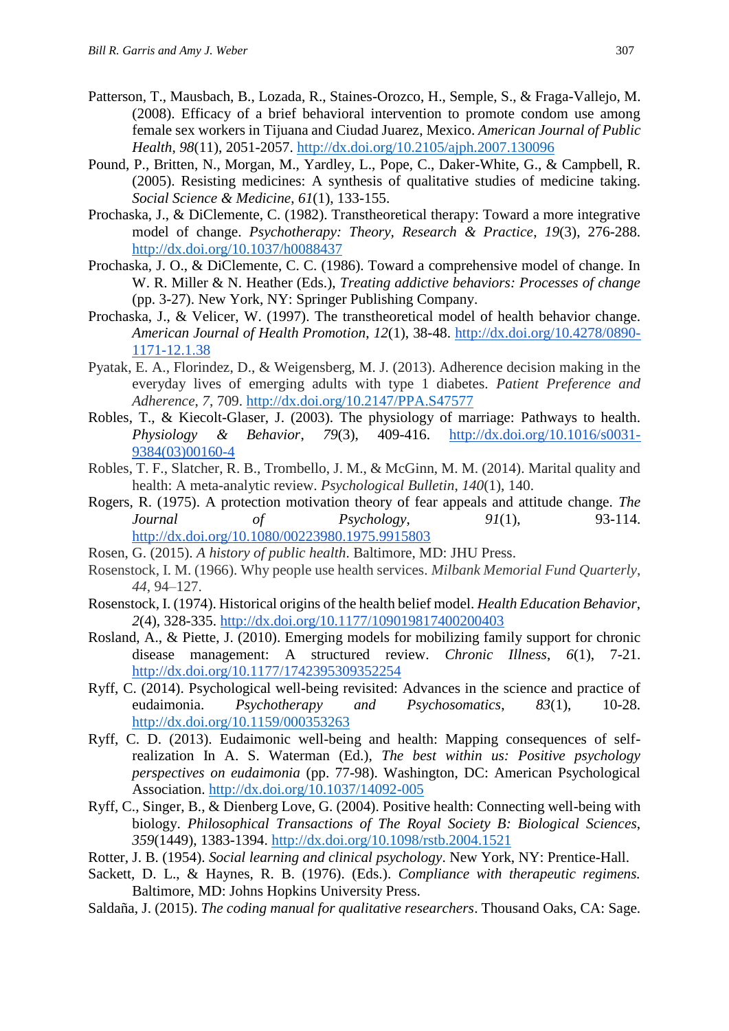Patterson, T., Mausbach, B., Lozada, R., Staines-Orozco, H., Semple, S., & Fraga-Vallejo, M. (2008). Efficacy of a brief behavioral intervention to promote condom use among female sex workers in Tijuana and Ciudad Juarez, Mexico. *American Journal of Public Health*, *98*(11), 2051-2057. http://dx.doi.org/10.2105/ajph.2007.130096

Pound, P., Britten, N., Morgan, M., Yardley, L., Pope, C., Daker-White, G., & Campbell, R. (2005). Resisting medicines: A synthesis of qualitative studies of medicine taking. *Social Science & Medicine*, *61*(1), 133-155.

Prochaska, J., & DiClemente, C. (1982). Transtheoretical therapy: Toward a more integrative model of change. *Psychotherapy: Theory, Research & Practice*, *19*(3), 276-288. http://dx.doi.org/10.1037/h0088437

Prochaska, J. O., & DiClemente, C. C. (1986). Toward a comprehensive model of change. In W. R. Miller & N. Heather (Eds.), *Treating addictive behaviors: Processes of change* (pp. 3-27). New York, NY: Springer Publishing Company.

Prochaska, J., & Velicer, W. (1997). The transtheoretical model of health behavior change. *American Journal of Health Promotion*, *12*(1), 38-48. http://dx.doi.org/10.4278/0890-1171-12.1.38

Pyatak, E. A., Florindez, D., & Weigensberg, M. J. (2013). Adherence decision making in the everyday lives of emerging adults with type 1 diabetes. *Patient Preference and Adherence*, *7*, 709. http://dx.doi.org/10.2147/PPA.S47577

Robles, T., & Kiecolt-Glaser, J. (2003). The physiology of marriage: Pathways to health. *Physiology & Behavior*, *79*(3), 409-416. http://dx.doi.org/10.1016/s0031-9384(03)00160-4

Robles, T. F., Slatcher, R. B., Trombello, J. M., & McGinn, M. M. (2014). Marital quality and health: A meta-analytic review. *Psychological Bulletin*, *140*(1), 140.

Rogers, R. (1975). A protection motivation theory of fear appeals and attitude change. *The Journal of Psychology*, *91*(1), 93-114. http://dx.doi.org/10.1080/00223980.1975.9915803

Rosen, G. (2015). *A history of public health*. Baltimore, MD: JHU Press.

Rosenstock, I. M. (1966). Why people use health services. *Milbank Memorial Fund Quarterly*, *44*, 94–127.

Rosenstock, I. (1974). Historical origins of the health belief model. *Health Education Behavior*, *2*(4), 328-335. http://dx.doi.org/10.1177/109019817400200403

Rosland, A., & Piette, J. (2010). Emerging models for mobilizing family support for chronic disease management: A structured review. *Chronic Illness*, *6*(1), 7-21. http://dx.doi.org/10.1177/1742395309352254

Ryff, C. (2014). Psychological well-being revisited: Advances in the science and practice of eudaimonia. *Psychotherapy and Psychosomatics*, *83*(1), 10-28. http://dx.doi.org/10.1159/000353263

Ryff, C. D. (2013). Eudaimonic well-being and health: Mapping consequences of self-realization In A. S. Waterman (Ed.), *The best within us: Positive psychology perspectives on eudaimonia* (pp. 77-98). Washington, DC: American Psychological Association. http://dx.doi.org/10.1037/14092-005

Ryff, C., Singer, B., & Dienberg Love, G. (2004). Positive health: Connecting well-being with biology. *Philosophical Transactions of The Royal Society B: Biological Sciences*, *359*(1449), 1383-1394. http://dx.doi.org/10.1098/rstb.2004.1521

Rotter, J. B. (1954). *Social learning and clinical psychology*. New York, NY: Prentice-Hall.

Sackett, D. L., & Haynes, R. B. (1976). (Eds.). *Compliance with therapeutic regimens.* Baltimore, MD: Johns Hopkins University Press.

Saldaña, J. (2015). *The coding manual for qualitative researchers*. Thousand Oaks, CA: Sage.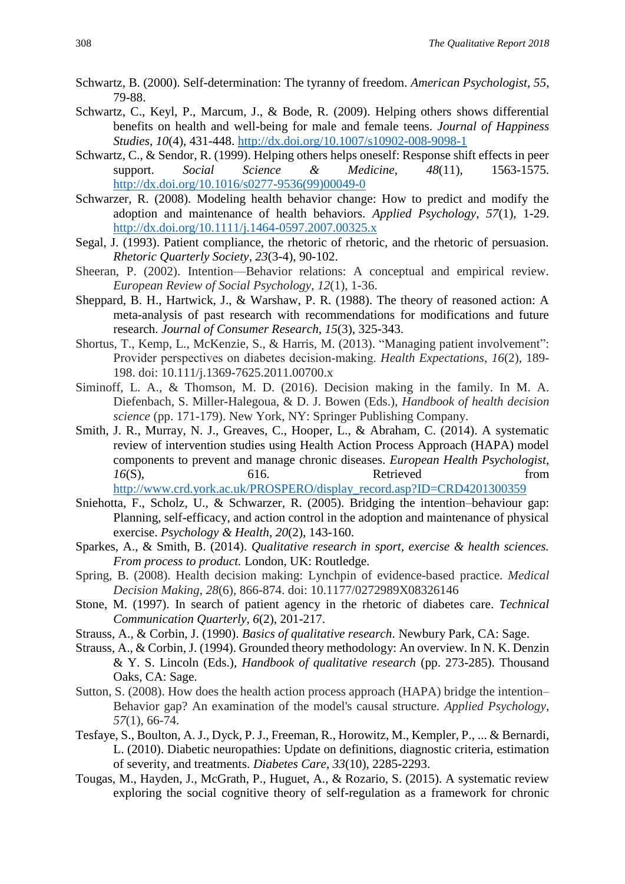Schwartz, B. (2000). Self-determination: The tyranny of freedom. *American Psychologist*, *55*, 79-88.

Schwartz, C., Keyl, P., Marcum, J., & Bode, R. (2009). Helping others shows differential benefits on health and well-being for male and female teens. *Journal of Happiness Studies*, *10*(4), 431-448. http://dx.doi.org/10.1007/s10902-008-9098-1

Schwartz, C., & Sendor, R. (1999). Helping others helps oneself: Response shift effects in peer support. *Social Science & Medicine*, *48*(11), 1563-1575. http://dx.doi.org/10.1016/s0277-9536(99)00049-0

Schwarzer, R. (2008). Modeling health behavior change: How to predict and modify the adoption and maintenance of health behaviors. *Applied Psychology*, *57*(1), 1-29. http://dx.doi.org/10.1111/j.1464-0597.2007.00325.x

Segal, J. (1993). Patient compliance, the rhetoric of rhetoric, and the rhetoric of persuasion. *Rhetoric Quarterly Society*, *23*(3-4), 90-102.

Sheeran, P. (2002). Intention—Behavior relations: A conceptual and empirical review. *European Review of Social Psychology*, *12*(1), 1-36.

Sheppard, B. H., Hartwick, J., & Warshaw, P. R. (1988). The theory of reasoned action: A meta-analysis of past research with recommendations for modifications and future research. *Journal of Consumer Research*, *15*(3), 325-343.

Shortus, T., Kemp, L., McKenzie, S., & Harris, M. (2013). "Managing patient involvement": Provider perspectives on diabetes decision-making. *Health Expectations*, *16*(2), 189-198. doi: 10.111/j.1369-7625.2011.00700.x

Siminoff, L. A., & Thomson, M. D. (2016). Decision making in the family. In M. A. Diefenbach, S. Miller-Halegoua, & D. J. Bowen (Eds.), *Handbook of health decision science* (pp. 171-179). New York, NY: Springer Publishing Company.

Smith, J. R., Murray, N. J., Greaves, C., Hooper, L., & Abraham, C. (2014). A systematic review of intervention studies using Health Action Process Approach (HAPA) model components to prevent and manage chronic diseases. *European Health Psychologist*, *16*(S), 616. Retrieved from http://www.crd.york.ac.uk/PROSPERO/display_record.asp?ID=CRD4201300359

Sniehotta, F., Scholz, U., & Schwarzer, R. (2005). Bridging the intention–behaviour gap: Planning, self-efficacy, and action control in the adoption and maintenance of physical exercise. *Psychology & Health*, *20*(2), 143-160.

Sparkes, A., & Smith, B. (2014). *Qualitative research in sport, exercise & health sciences. From process to product.* London, UK: Routledge.

Spring, B. (2008). Health decision making: Lynchpin of evidence-based practice. *Medical Decision Making*, *28*(6), 866-874. doi: 10.1177/0272989X08326146

Stone, M. (1997). In search of patient agency in the rhetoric of diabetes care. *Technical Communication Quarterly*, *6*(2), 201-217.

Strauss, A., & Corbin, J. (1990). *Basics of qualitative research*. Newbury Park, CA: Sage.

Strauss, A., & Corbin, J. (1994). Grounded theory methodology: An overview. In N. K. Denzin & Y. S. Lincoln (Eds.), *Handbook of qualitative research* (pp. 273-285). Thousand Oaks, CA: Sage.

Sutton, S. (2008). How does the health action process approach (HAPA) bridge the intention–Behavior gap? An examination of the model's causal structure. *Applied Psychology*, *57*(1), 66-74.

Tesfaye, S., Boulton, A. J., Dyck, P. J., Freeman, R., Horowitz, M., Kempler, P., ... & Bernardi, L. (2010). Diabetic neuropathies: Update on definitions, diagnostic criteria, estimation of severity, and treatments. *Diabetes Care*, *33*(10), 2285-2293.

Tougas, M., Hayden, J., McGrath, P., Huguet, A., & Rozario, S. (2015). A systematic review exploring the social cognitive theory of self-regulation as a framework for chronic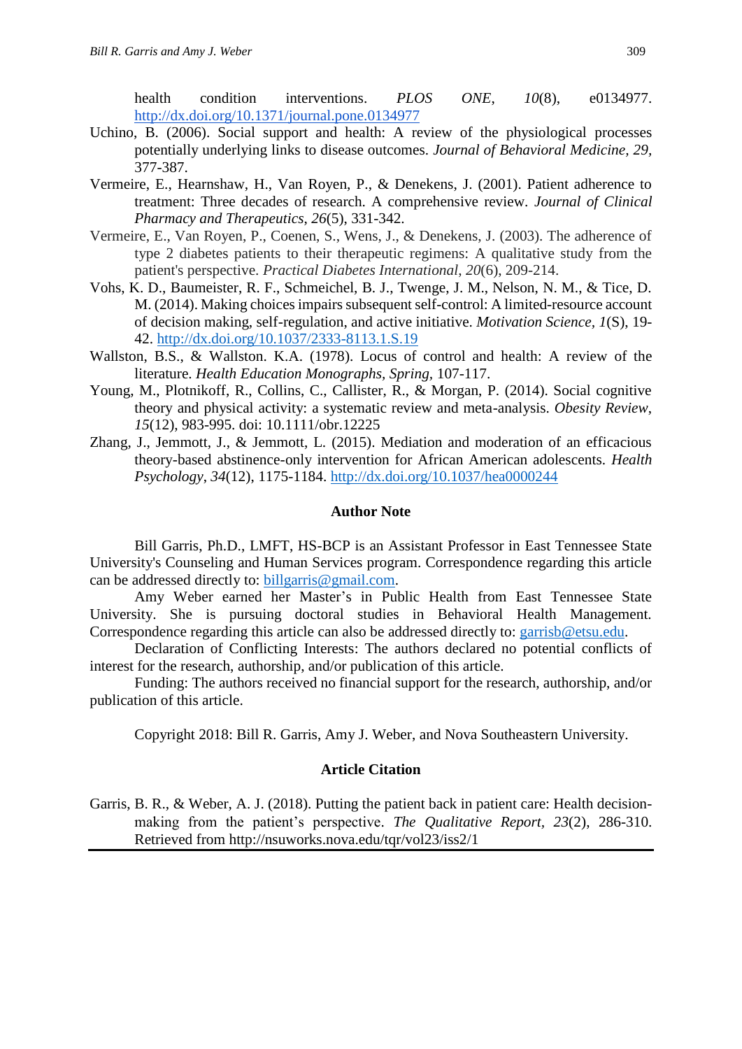health condition interventions. *PLOS ONE*, *10*(8), e0134977. http://dx.doi.org/10.1371/journal.pone.0134977

Uchino, B. (2006). Social support and health: A review of the physiological processes potentially underlying links to disease outcomes. *Journal of Behavioral Medicine, 29,* 377-387.

Vermeire, E., Hearnshaw, H., Van Royen, P., & Denekens, J. (2001). Patient adherence to treatment: Three decades of research. A comprehensive review. *Journal of Clinical Pharmacy and Therapeutics*, *26*(5), 331-342.

Vermeire, E., Van Royen, P., Coenen, S., Wens, J., & Denekens, J. (2003). The adherence of type 2 diabetes patients to their therapeutic regimens: A qualitative study from the patient's perspective. *Practical Diabetes International*, *20*(6), 209-214.

Vohs, K. D., Baumeister, R. F., Schmeichel, B. J., Twenge, J. M., Nelson, N. M., & Tice, D. M. (2014). Making choices impairs subsequent self-control: A limited-resource account of decision making, self-regulation, and active initiative. *Motivation Science, 1*(S), 19-42. http://dx.doi.org/10.1037/2333-8113.1.S.19

Wallston, B.S., & Wallston. K.A. (1978). Locus of control and health: A review of the literature. *Health Education Monographs, Spring,* 107-117.

Young, M., Plotnikoff, R., Collins, C., Callister, R., & Morgan, P. (2014). Social cognitive theory and physical activity: a systematic review and meta-analysis. *Obesity Review*, *15*(12), 983-995. doi: 10.1111/obr.12225

Zhang, J., Jemmott, J., & Jemmott, L. (2015). Mediation and moderation of an efficacious theory-based abstinence-only intervention for African American adolescents. *Health Psychology*, *34*(12), 1175-1184. http://dx.doi.org/10.1037/hea0000244

## Author Note

Bill Garris, Ph.D., LMFT, HS-BCP is an Assistant Professor in East Tennessee State University's Counseling and Human Services program. Correspondence regarding this article can be addressed directly to: billgarris@gmail.com.

Amy Weber earned her Master's in Public Health from East Tennessee State University. She is pursuing doctoral studies in Behavioral Health Management. Correspondence regarding this article can also be addressed directly to: garrisb@etsu.edu.

Declaration of Conflicting Interests: The authors declared no potential conflicts of interest for the research, authorship, and/or publication of this article.

Funding: The authors received no financial support for the research, authorship, and/or publication of this article.

Copyright 2018: Bill R. Garris, Amy J. Weber, and Nova Southeastern University.

## Article Citation

Garris, B. R., & Weber, A. J. (2018). Putting the patient back in patient care: Health decision-making from the patient's perspective. *The Qualitative Report*, *23*(2), 286-310. Retrieved from http://nsuworks.nova.edu/tqr/vol23/iss2/1